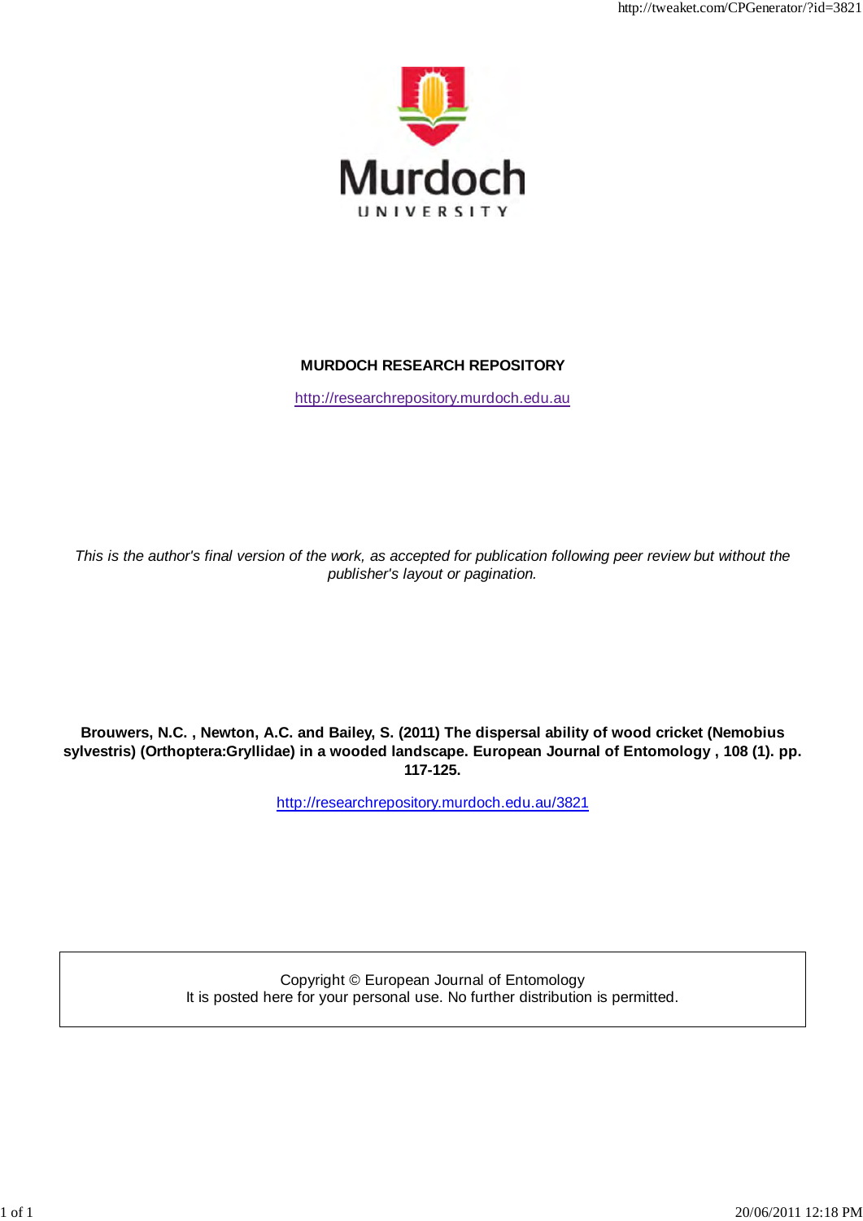Murdoch

UNIVERSITY

**MURDOCH RESEARCH REPOSITORY**

http://researchrepository.murdoch.edu.au

*This is the author's final version of the work, as accepted for publication following peer review but without the publisher's layout or pagination.*

**Brouwers, N.C. , Newton, A.C. and Bailey, S. (2011) The dispersal ability of wood cricket (Nemobius sylvestris) (Orthoptera:Gryllidae) in a wooded landscape. European Journal of Entomology , 108 (1). pp. 117-125.**

http://researchrepository.murdoch.edu.au/3821

Copyright © European Journal of Entomology
It is posted here for your personal use. No further distribution is permitted.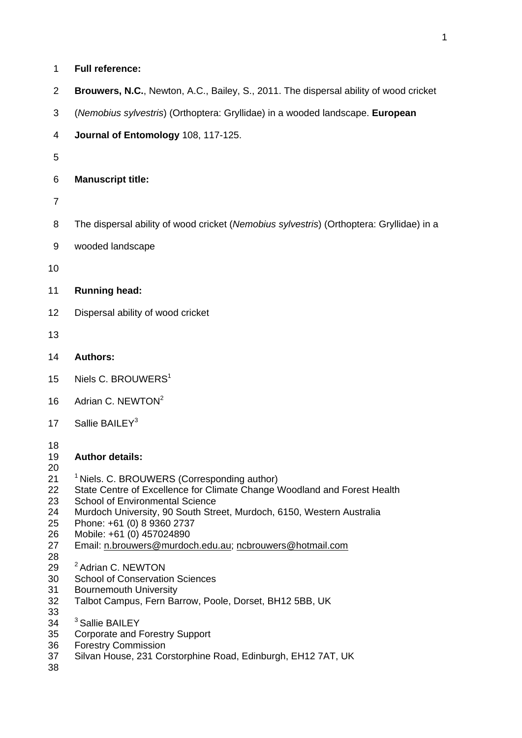**Full reference:**

**Brouwers, N.C.**, Newton, A.C., Bailey, S., 2011. The dispersal ability of wood cricket (*Nemobius sylvestris*) (Orthoptera: Gryllidae) in a wooded landscape. **European Journal of Entomology** 108, 117-125.

**Manuscript title:**

The dispersal ability of wood cricket (*Nemobius sylvestris*) (Orthoptera: Gryllidae) in a wooded landscape

**Running head:**

Dispersal ability of wood cricket

**Authors:**

Niels C. BROUWERS[1]

Adrian C. NEWTON[2]

Sallie BAILEY[3]

**Author details:**

[1] Niels. C. BROUWERS (Corresponding author)
State Centre of Excellence for Climate Change Woodland and Forest Health
School of Environmental Science
Murdoch University, 90 South Street, Murdoch, 6150, Western Australia
Phone: +61 (0) 8 9360 2737
Mobile: +61 (0) 457024890
Email: n.brouwers@murdoch.edu.au; ncbrouwers@hotmail.com

[2] Adrian C. NEWTON
School of Conservation Sciences
Bournemouth University
Talbot Campus, Fern Barrow, Poole, Dorset, BH12 5BB, UK

[3] Sallie BAILEY
Corporate and Forestry Support
Forestry Commission
Silvan House, 231 Corstorphine Road, Edinburgh, EH12 7AT, UK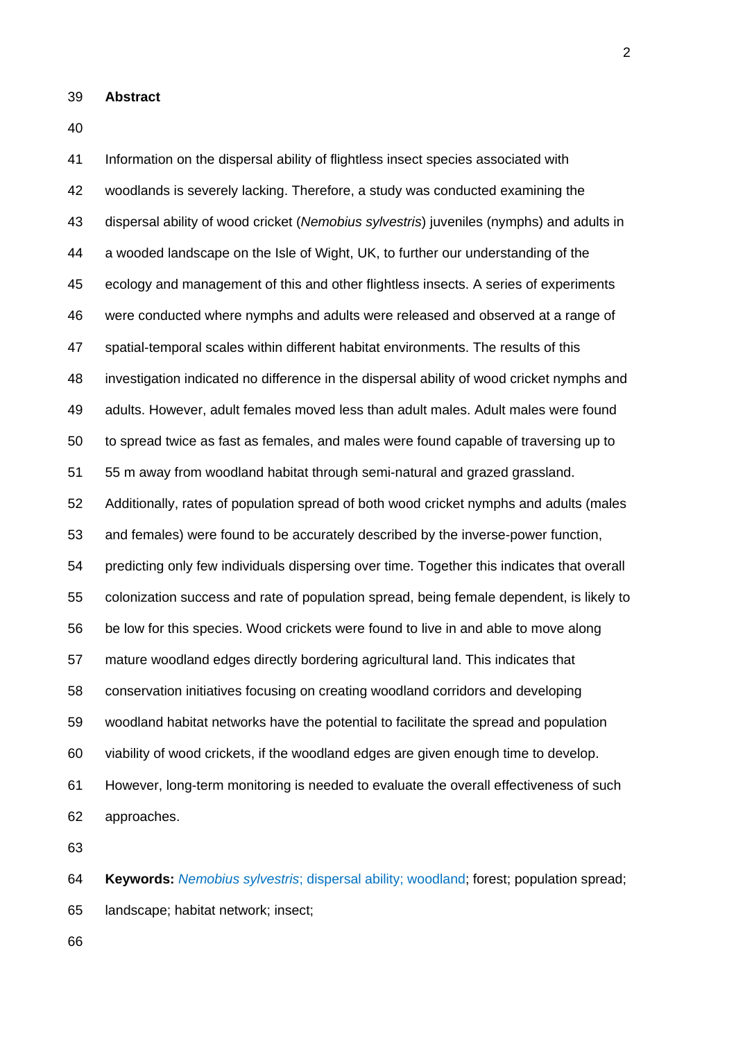## Abstract

Information on the dispersal ability of flightless insect species associated with woodlands is severely lacking. Therefore, a study was conducted examining the dispersal ability of wood cricket (*Nemobius sylvestris*) juveniles (nymphs) and adults in a wooded landscape on the Isle of Wight, UK, to further our understanding of the ecology and management of this and other flightless insects. A series of experiments were conducted where nymphs and adults were released and observed at a range of spatial-temporal scales within different habitat environments. The results of this investigation indicated no difference in the dispersal ability of wood cricket nymphs and adults. However, adult females moved less than adult males. Adult males were found to spread twice as fast as females, and males were found capable of traversing up to 55 m away from woodland habitat through semi-natural and grazed grassland. Additionally, rates of population spread of both wood cricket nymphs and adults (males and females) were found to be accurately described by the inverse-power function, predicting only few individuals dispersing over time. Together this indicates that overall colonization success and rate of population spread, being female dependent, is likely to be low for this species. Wood crickets were found to live in and able to move along mature woodland edges directly bordering agricultural land. This indicates that conservation initiatives focusing on creating woodland corridors and developing woodland habitat networks have the potential to facilitate the spread and population viability of wood crickets, if the woodland edges are given enough time to develop. However, long-term monitoring is needed to evaluate the overall effectiveness of such approaches.

**Keywords:** *Nemobius sylvestris*; dispersal ability; woodland; forest; population spread; landscape; habitat network; insect;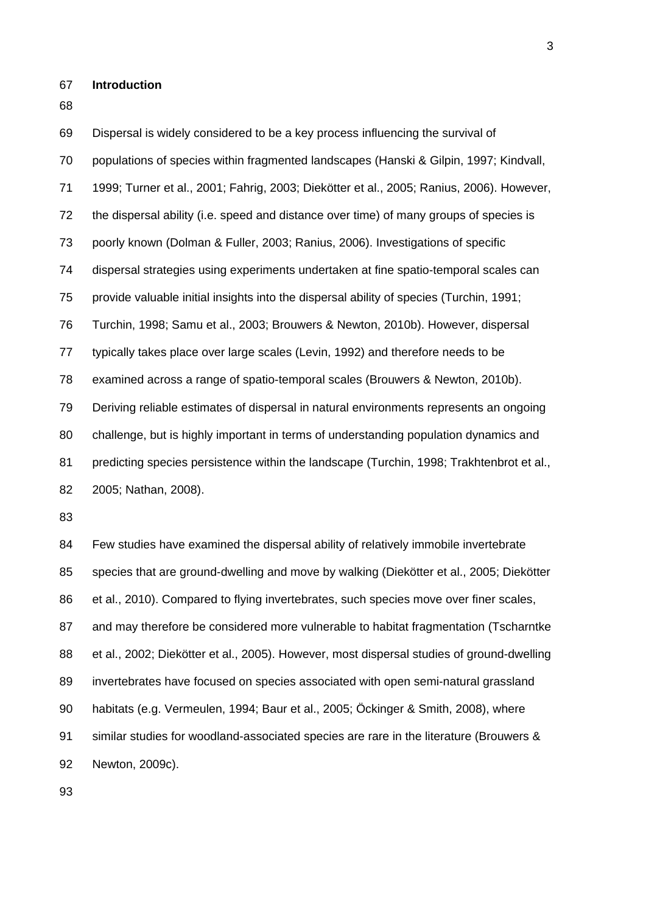## Introduction

Dispersal is widely considered to be a key process influencing the survival of populations of species within fragmented landscapes (Hanski & Gilpin, 1997; Kindvall, 1999; Turner et al., 2001; Fahrig, 2003; Diekötter et al., 2005; Ranius, 2006). However, the dispersal ability (i.e. speed and distance over time) of many groups of species is poorly known (Dolman & Fuller, 2003; Ranius, 2006). Investigations of specific dispersal strategies using experiments undertaken at fine spatio-temporal scales can provide valuable initial insights into the dispersal ability of species (Turchin, 1991; Turchin, 1998; Samu et al., 2003; Brouwers & Newton, 2010b). However, dispersal typically takes place over large scales (Levin, 1992) and therefore needs to be examined across a range of spatio-temporal scales (Brouwers & Newton, 2010b). Deriving reliable estimates of dispersal in natural environments represents an ongoing challenge, but is highly important in terms of understanding population dynamics and predicting species persistence within the landscape (Turchin, 1998; Trakhtenbrot et al., 2005; Nathan, 2008).

Few studies have examined the dispersal ability of relatively immobile invertebrate species that are ground-dwelling and move by walking (Diekötter et al., 2005; Diekötter et al., 2010). Compared to flying invertebrates, such species move over finer scales, and may therefore be considered more vulnerable to habitat fragmentation (Tscharntke et al., 2002; Diekötter et al., 2005). However, most dispersal studies of ground-dwelling invertebrates have focused on species associated with open semi-natural grassland habitats (e.g. Vermeulen, 1994; Baur et al., 2005; Öckinger & Smith, 2008), where similar studies for woodland-associated species are rare in the literature (Brouwers & Newton, 2009c).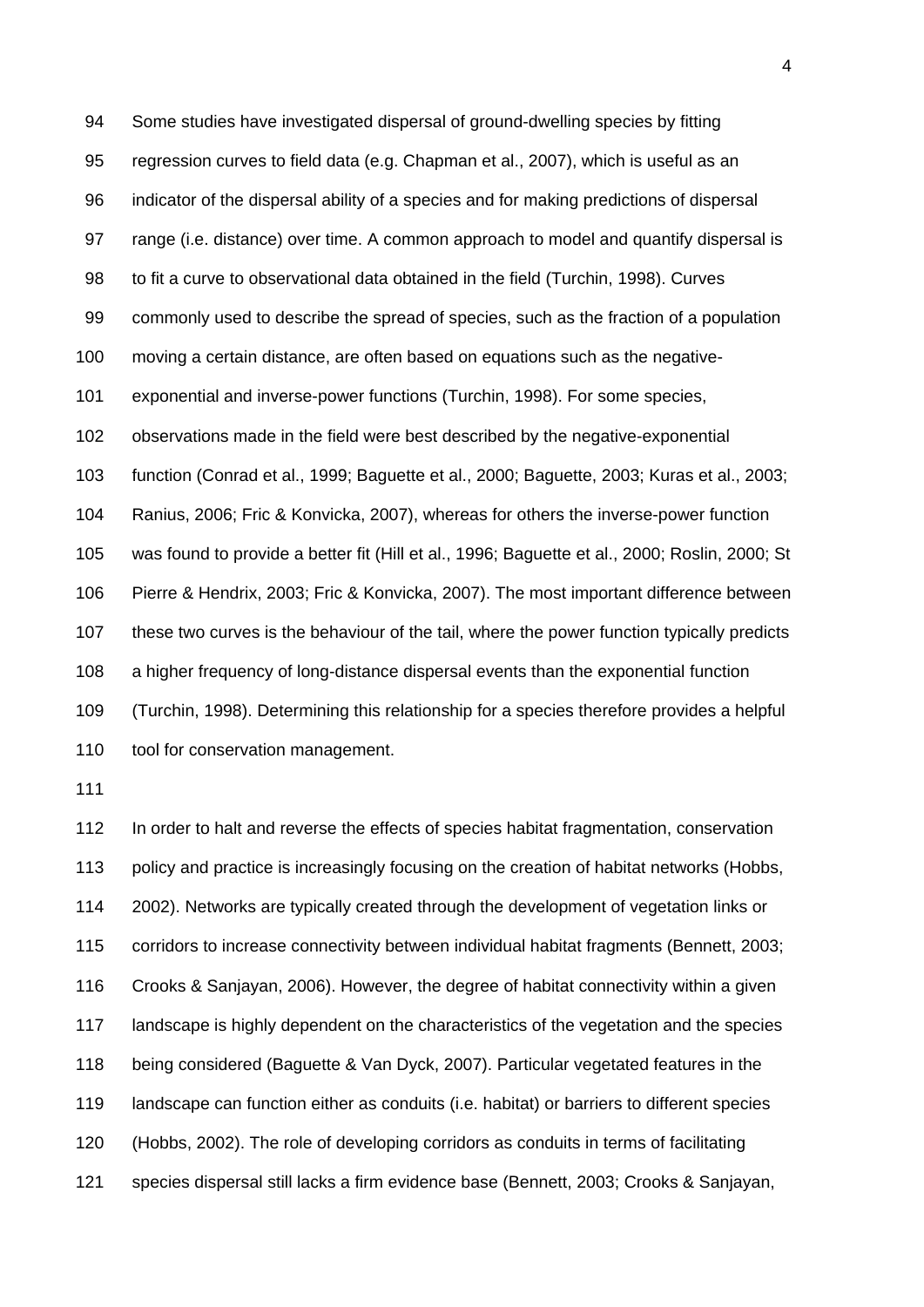Some studies have investigated dispersal of ground-dwelling species by fitting regression curves to field data (e.g. Chapman et al., 2007), which is useful as an indicator of the dispersal ability of a species and for making predictions of dispersal range (i.e. distance) over time. A common approach to model and quantify dispersal is to fit a curve to observational data obtained in the field (Turchin, 1998). Curves commonly used to describe the spread of species, such as the fraction of a population moving a certain distance, are often based on equations such as the negative-exponential and inverse-power functions (Turchin, 1998). For some species, observations made in the field were best described by the negative-exponential function (Conrad et al., 1999; Baguette et al., 2000; Baguette, 2003; Kuras et al., 2003; Ranius, 2006; Fric & Konvicka, 2007), whereas for others the inverse-power function was found to provide a better fit (Hill et al., 1996; Baguette et al., 2000; Roslin, 2000; St Pierre & Hendrix, 2003; Fric & Konvicka, 2007). The most important difference between these two curves is the behaviour of the tail, where the power function typically predicts a higher frequency of long-distance dispersal events than the exponential function (Turchin, 1998). Determining this relationship for a species therefore provides a helpful tool for conservation management.

In order to halt and reverse the effects of species habitat fragmentation, conservation policy and practice is increasingly focusing on the creation of habitat networks (Hobbs, 2002). Networks are typically created through the development of vegetation links or corridors to increase connectivity between individual habitat fragments (Bennett, 2003; Crooks & Sanjayan, 2006). However, the degree of habitat connectivity within a given landscape is highly dependent on the characteristics of the vegetation and the species being considered (Baguette & Van Dyck, 2007). Particular vegetated features in the landscape can function either as conduits (i.e. habitat) or barriers to different species (Hobbs, 2002). The role of developing corridors as conduits in terms of facilitating species dispersal still lacks a firm evidence base (Bennett, 2003; Crooks & Sanjayan,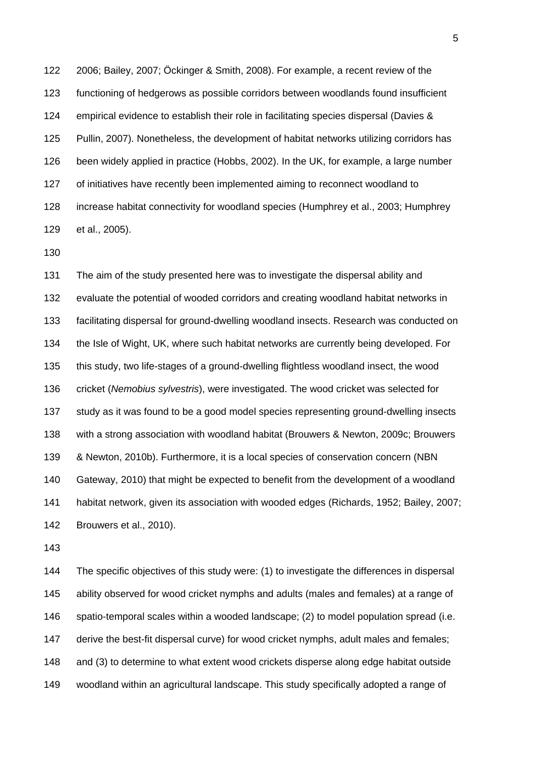2006; Bailey, 2007; Öckinger & Smith, 2008). For example, a recent review of the functioning of hedgerows as possible corridors between woodlands found insufficient empirical evidence to establish their role in facilitating species dispersal (Davies & Pullin, 2007). Nonetheless, the development of habitat networks utilizing corridors has been widely applied in practice (Hobbs, 2002). In the UK, for example, a large number of initiatives have recently been implemented aiming to reconnect woodland to increase habitat connectivity for woodland species (Humphrey et al., 2003; Humphrey et al., 2005).

The aim of the study presented here was to investigate the dispersal ability and evaluate the potential of wooded corridors and creating woodland habitat networks in facilitating dispersal for ground-dwelling woodland insects. Research was conducted on the Isle of Wight, UK, where such habitat networks are currently being developed. For this study, two life-stages of a ground-dwelling flightless woodland insect, the wood cricket (*Nemobius sylvestris*), were investigated. The wood cricket was selected for study as it was found to be a good model species representing ground-dwelling insects with a strong association with woodland habitat (Brouwers & Newton, 2009c; Brouwers & Newton, 2010b). Furthermore, it is a local species of conservation concern (NBN Gateway, 2010) that might be expected to benefit from the development of a woodland habitat network, given its association with wooded edges (Richards, 1952; Bailey, 2007; Brouwers et al., 2010).

The specific objectives of this study were: (1) to investigate the differences in dispersal ability observed for wood cricket nymphs and adults (males and females) at a range of spatio-temporal scales within a wooded landscape; (2) to model population spread (i.e. derive the best-fit dispersal curve) for wood cricket nymphs, adult males and females; and (3) to determine to what extent wood crickets disperse along edge habitat outside woodland within an agricultural landscape. This study specifically adopted a range of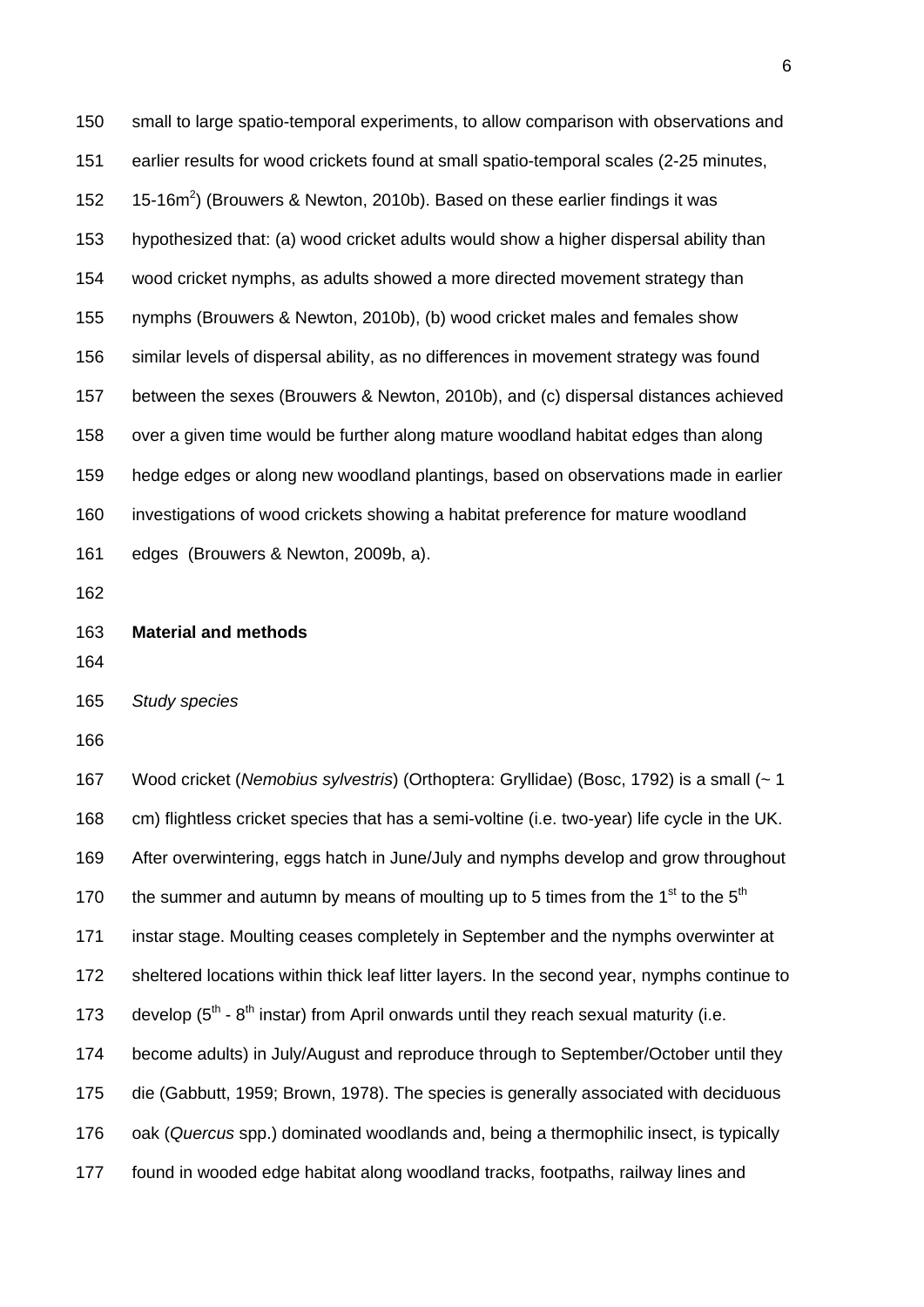small to large spatio-temporal experiments, to allow comparison with observations and earlier results for wood crickets found at small spatio-temporal scales (2-25 minutes, 15-16m$^2$) (Brouwers & Newton, 2010b). Based on these earlier findings it was hypothesized that: (a) wood cricket adults would show a higher dispersal ability than wood cricket nymphs, as adults showed a more directed movement strategy than nymphs (Brouwers & Newton, 2010b), (b) wood cricket males and females show similar levels of dispersal ability, as no differences in movement strategy was found between the sexes (Brouwers & Newton, 2010b), and (c) dispersal distances achieved over a given time would be further along mature woodland habitat edges than along hedge edges or along new woodland plantings, based on observations made in earlier investigations of wood crickets showing a habitat preference for mature woodland edges (Brouwers & Newton, 2009b, a).

## Material and methods

### *Study species*

Wood cricket (*Nemobius sylvestris*) (Orthoptera: Gryllidae) (Bosc, 1792) is a small (~ 1 cm) flightless cricket species that has a semi-voltine (i.e. two-year) life cycle in the UK. After overwintering, eggs hatch in June/July and nymphs develop and grow throughout the summer and autumn by means of moulting up to 5 times from the 1$^{st}$ to the 5$^{th}$ instar stage. Moulting ceases completely in September and the nymphs overwinter at sheltered locations within thick leaf litter layers. In the second year, nymphs continue to develop (5$^{th}$ - 8$^{th}$ instar) from April onwards until they reach sexual maturity (i.e. become adults) in July/August and reproduce through to September/October until they die (Gabbutt, 1959; Brown, 1978). The species is generally associated with deciduous oak (*Quercus* spp.) dominated woodlands and, being a thermophilic insect, is typically found in wooded edge habitat along woodland tracks, footpaths, railway lines and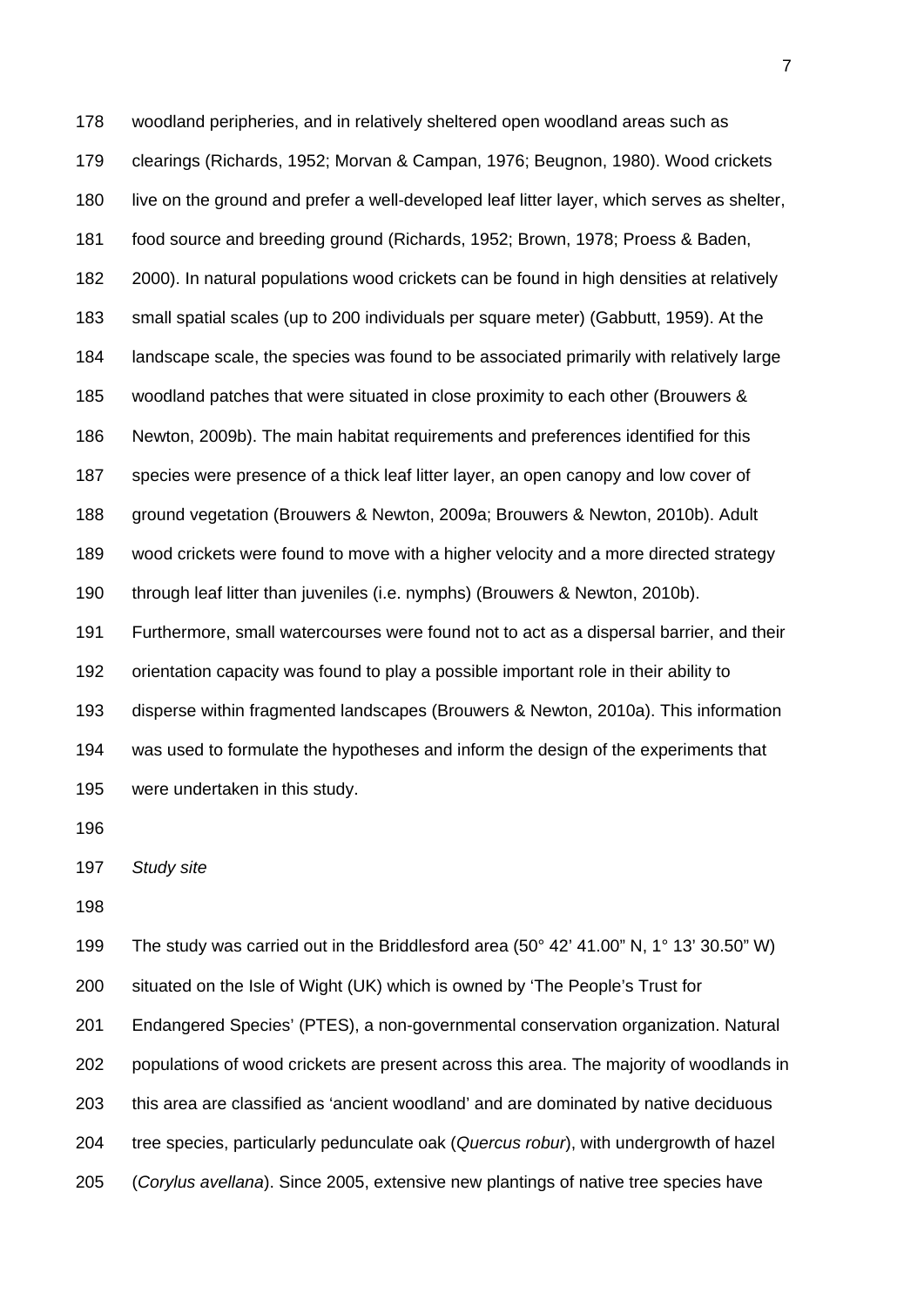woodland peripheries, and in relatively sheltered open woodland areas such as clearings (Richards, 1952; Morvan & Campan, 1976; Beugnon, 1980). Wood crickets live on the ground and prefer a well-developed leaf litter layer, which serves as shelter, food source and breeding ground (Richards, 1952; Brown, 1978; Proess & Baden, 2000). In natural populations wood crickets can be found in high densities at relatively small spatial scales (up to 200 individuals per square meter) (Gabbutt, 1959). At the landscape scale, the species was found to be associated primarily with relatively large woodland patches that were situated in close proximity to each other (Brouwers & Newton, 2009b). The main habitat requirements and preferences identified for this species were presence of a thick leaf litter layer, an open canopy and low cover of ground vegetation (Brouwers & Newton, 2009a; Brouwers & Newton, 2010b). Adult wood crickets were found to move with a higher velocity and a more directed strategy through leaf litter than juveniles (i.e. nymphs) (Brouwers & Newton, 2010b). Furthermore, small watercourses were found not to act as a dispersal barrier, and their orientation capacity was found to play a possible important role in their ability to disperse within fragmented landscapes (Brouwers & Newton, 2010a). This information was used to formulate the hypotheses and inform the design of the experiments that were undertaken in this study.

*Study site*

The study was carried out in the Briddlesford area (50° 42' 41.00" N, 1° 13' 30.50" W) situated on the Isle of Wight (UK) which is owned by 'The People's Trust for Endangered Species' (PTES), a non-governmental conservation organization. Natural populations of wood crickets are present across this area. The majority of woodlands in this area are classified as 'ancient woodland' and are dominated by native deciduous tree species, particularly pedunculate oak (*Quercus robur*), with undergrowth of hazel (*Corylus avellana*). Since 2005, extensive new plantings of native tree species have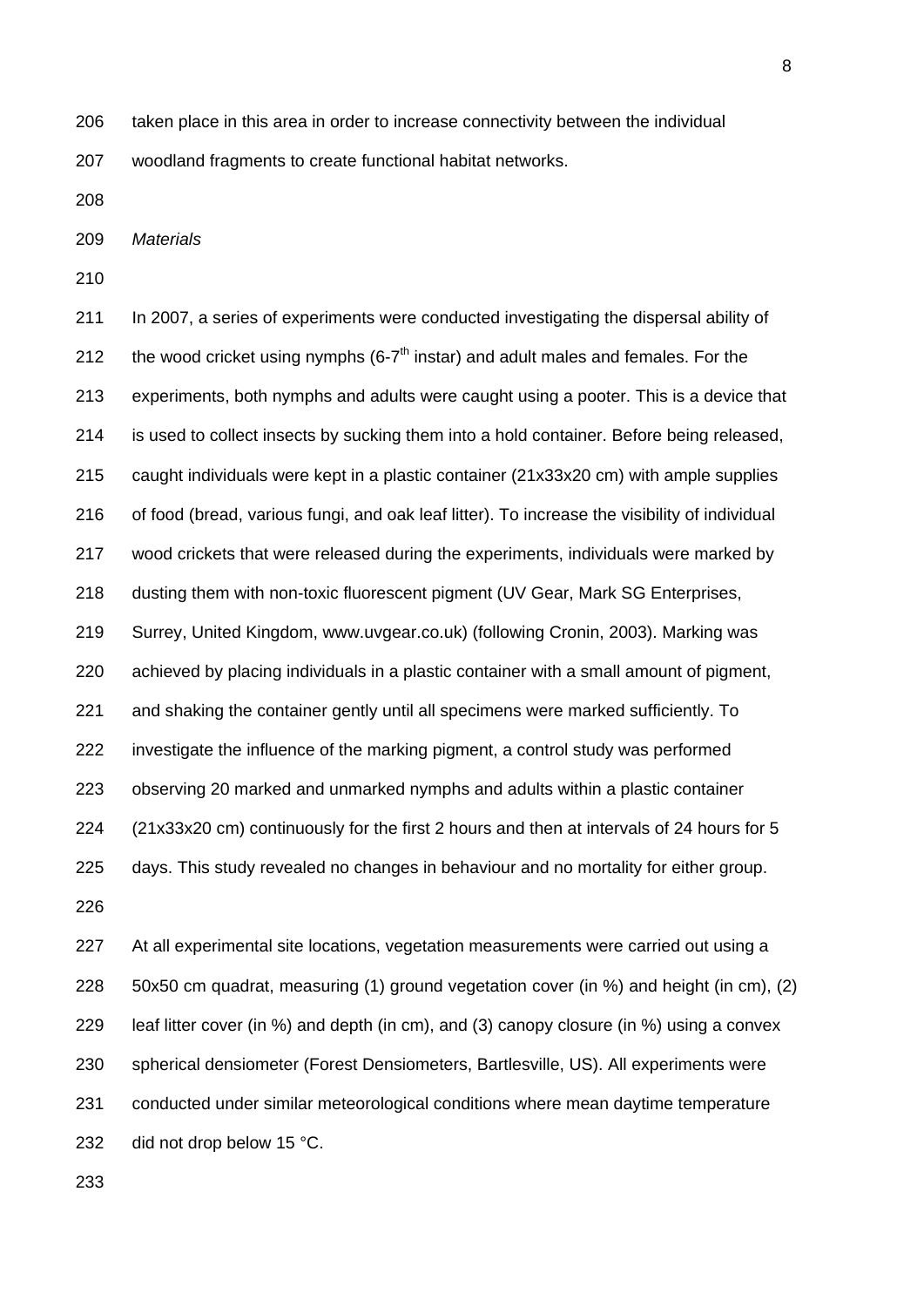taken place in this area in order to increase connectivity between the individual woodland fragments to create functional habitat networks.

*Materials*

In 2007, a series of experiments were conducted investigating the dispersal ability of the wood cricket using nymphs (6-7$^{th}$ instar) and adult males and females. For the experiments, both nymphs and adults were caught using a pooter. This is a device that is used to collect insects by sucking them into a hold container. Before being released, caught individuals were kept in a plastic container (21x33x20 cm) with ample supplies of food (bread, various fungi, and oak leaf litter). To increase the visibility of individual wood crickets that were released during the experiments, individuals were marked by dusting them with non-toxic fluorescent pigment (UV Gear, Mark SG Enterprises, Surrey, United Kingdom, www.uvgear.co.uk) (following Cronin, 2003). Marking was achieved by placing individuals in a plastic container with a small amount of pigment, and shaking the container gently until all specimens were marked sufficiently. To investigate the influence of the marking pigment, a control study was performed observing 20 marked and unmarked nymphs and adults within a plastic container (21x33x20 cm) continuously for the first 2 hours and then at intervals of 24 hours for 5 days. This study revealed no changes in behaviour and no mortality for either group.

At all experimental site locations, vegetation measurements were carried out using a 50x50 cm quadrat, measuring (1) ground vegetation cover (in %) and height (in cm), (2) leaf litter cover (in %) and depth (in cm), and (3) canopy closure (in %) using a convex spherical densiometer (Forest Densiometers, Bartlesville, US). All experiments were conducted under similar meteorological conditions where mean daytime temperature did not drop below 15 °C.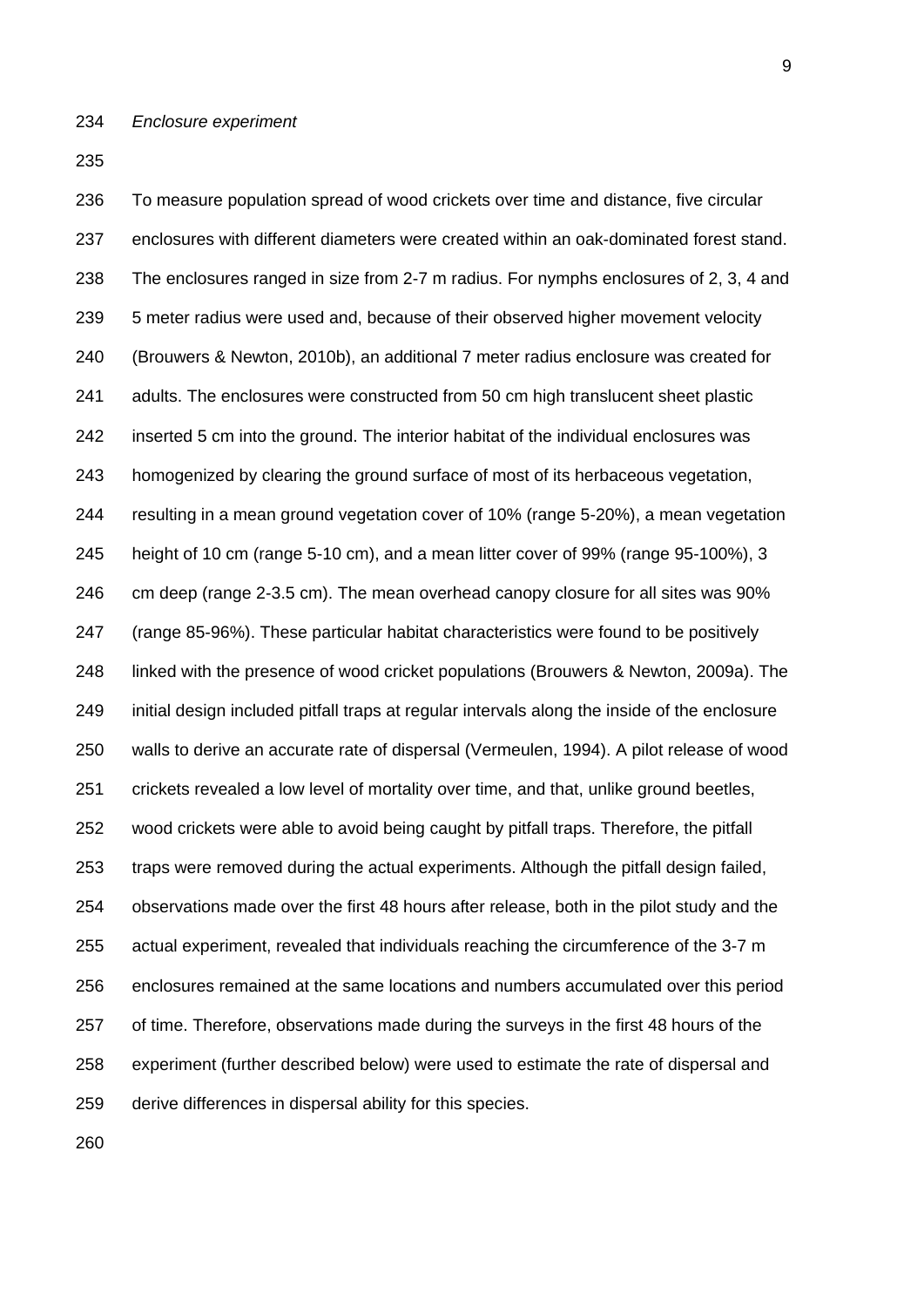*Enclosure experiment*

To measure population spread of wood crickets over time and distance, five circular enclosures with different diameters were created within an oak-dominated forest stand. The enclosures ranged in size from 2-7 m radius. For nymphs enclosures of 2, 3, 4 and 5 meter radius were used and, because of their observed higher movement velocity (Brouwers & Newton, 2010b), an additional 7 meter radius enclosure was created for adults. The enclosures were constructed from 50 cm high translucent sheet plastic inserted 5 cm into the ground. The interior habitat of the individual enclosures was homogenized by clearing the ground surface of most of its herbaceous vegetation, resulting in a mean ground vegetation cover of 10% (range 5-20%), a mean vegetation height of 10 cm (range 5-10 cm), and a mean litter cover of 99% (range 95-100%), 3 cm deep (range 2-3.5 cm). The mean overhead canopy closure for all sites was 90% (range 85-96%). These particular habitat characteristics were found to be positively linked with the presence of wood cricket populations (Brouwers & Newton, 2009a). The initial design included pitfall traps at regular intervals along the inside of the enclosure walls to derive an accurate rate of dispersal (Vermeulen, 1994). A pilot release of wood crickets revealed a low level of mortality over time, and that, unlike ground beetles, wood crickets were able to avoid being caught by pitfall traps. Therefore, the pitfall traps were removed during the actual experiments. Although the pitfall design failed, observations made over the first 48 hours after release, both in the pilot study and the actual experiment, revealed that individuals reaching the circumference of the 3-7 m enclosures remained at the same locations and numbers accumulated over this period of time. Therefore, observations made during the surveys in the first 48 hours of the experiment (further described below) were used to estimate the rate of dispersal and derive differences in dispersal ability for this species.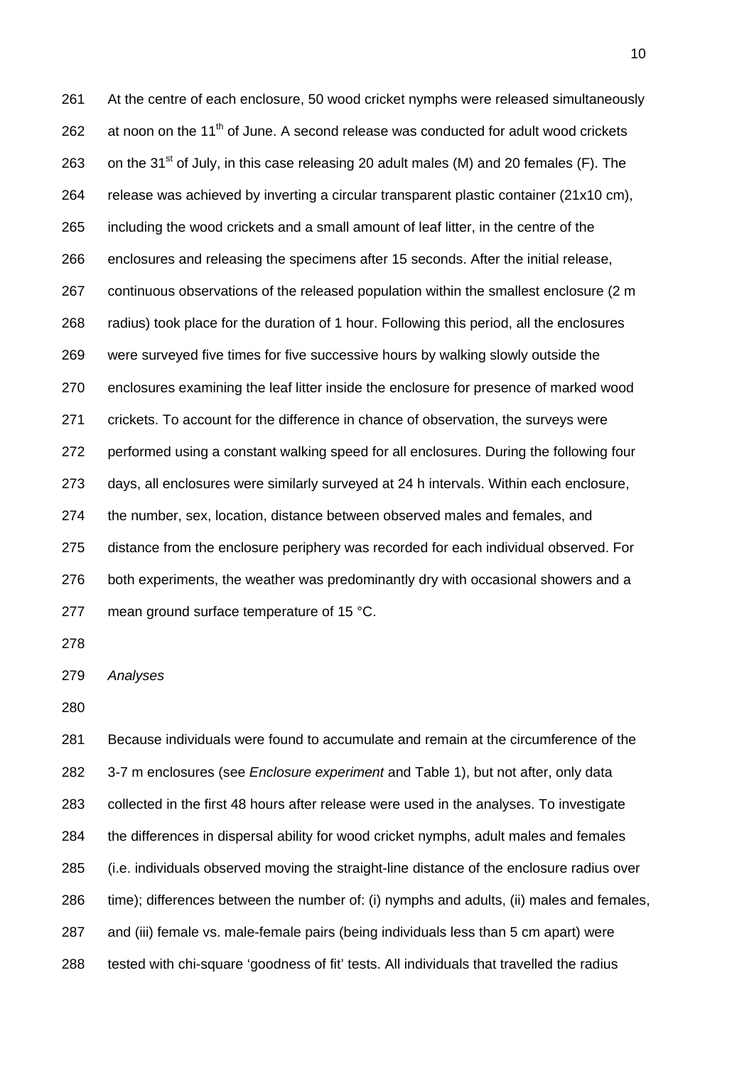At the centre of each enclosure, 50 wood cricket nymphs were released simultaneously at noon on the 11th of June. A second release was conducted for adult wood crickets on the 31st of July, in this case releasing 20 adult males (M) and 20 females (F). The release was achieved by inverting a circular transparent plastic container (21x10 cm), including the wood crickets and a small amount of leaf litter, in the centre of the enclosures and releasing the specimens after 15 seconds. After the initial release, continuous observations of the released population within the smallest enclosure (2 m radius) took place for the duration of 1 hour. Following this period, all the enclosures were surveyed five times for five successive hours by walking slowly outside the enclosures examining the leaf litter inside the enclosure for presence of marked wood crickets. To account for the difference in chance of observation, the surveys were performed using a constant walking speed for all enclosures. During the following four days, all enclosures were similarly surveyed at 24 h intervals. Within each enclosure, the number, sex, location, distance between observed males and females, and distance from the enclosure periphery was recorded for each individual observed. For both experiments, the weather was predominantly dry with occasional showers and a mean ground surface temperature of 15 °C.

*Analyses*

Because individuals were found to accumulate and remain at the circumference of the 3-7 m enclosures (see *Enclosure experiment* and Table 1), but not after, only data collected in the first 48 hours after release were used in the analyses. To investigate the differences in dispersal ability for wood cricket nymphs, adult males and females (i.e. individuals observed moving the straight-line distance of the enclosure radius over time); differences between the number of: (i) nymphs and adults, (ii) males and females, and (iii) female vs. male-female pairs (being individuals less than 5 cm apart) were tested with chi-square 'goodness of fit' tests. All individuals that travelled the radius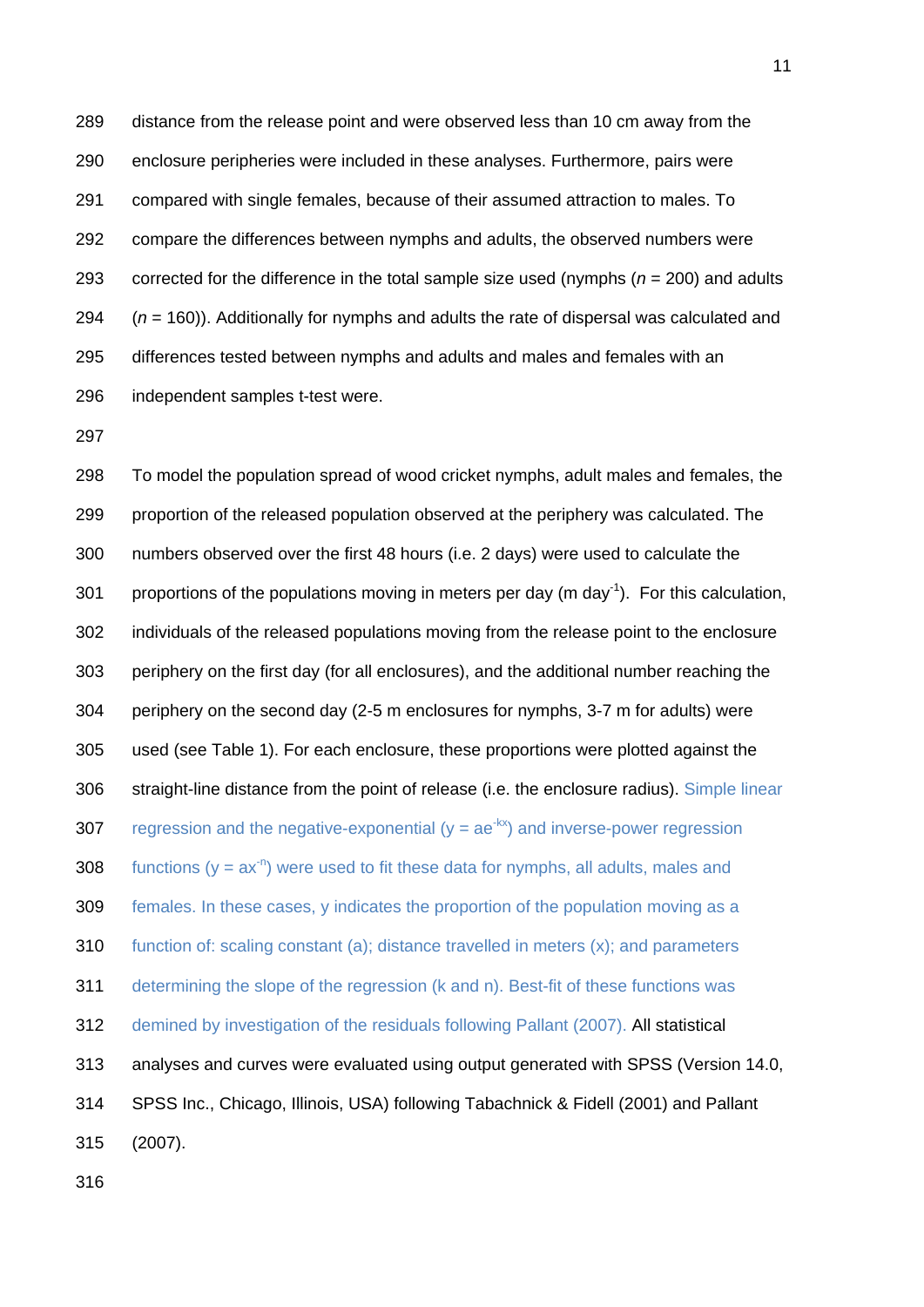distance from the release point and were observed less than 10 cm away from the enclosure peripheries were included in these analyses. Furthermore, pairs were compared with single females, because of their assumed attraction to males. To compare the differences between nymphs and adults, the observed numbers were corrected for the difference in the total sample size used (nymphs ($n$ = 200) and adults ($n$ = 160)). Additionally for nymphs and adults the rate of dispersal was calculated and differences tested between nymphs and adults and males and females with an independent samples t-test were.

To model the population spread of wood cricket nymphs, adult males and females, the proportion of the released population observed at the periphery was calculated. The numbers observed over the first 48 hours (i.e. 2 days) were used to calculate the proportions of the populations moving in meters per day (m day$^{-1}$). For this calculation, individuals of the released populations moving from the release point to the enclosure periphery on the first day (for all enclosures), and the additional number reaching the periphery on the second day (2-5 m enclosures for nymphs, 3-7 m for adults) were used (see Table 1). For each enclosure, these proportions were plotted against the straight-line distance from the point of release (i.e. the enclosure radius). Simple linear regression and the negative-exponential ($y = ae^{-kx}$) and inverse-power regression functions ($y = ax^{-n}$) were used to fit these data for nymphs, all adults, males and females. In these cases, y indicates the proportion of the population moving as a function of: scaling constant (a); distance travelled in meters (x); and parameters determining the slope of the regression (k and n). Best-fit of these functions was demined by investigation of the residuals following Pallant (2007). All statistical analyses and curves were evaluated using output generated with SPSS (Version 14.0, SPSS Inc., Chicago, Illinois, USA) following Tabachnick & Fidell (2001) and Pallant (2007).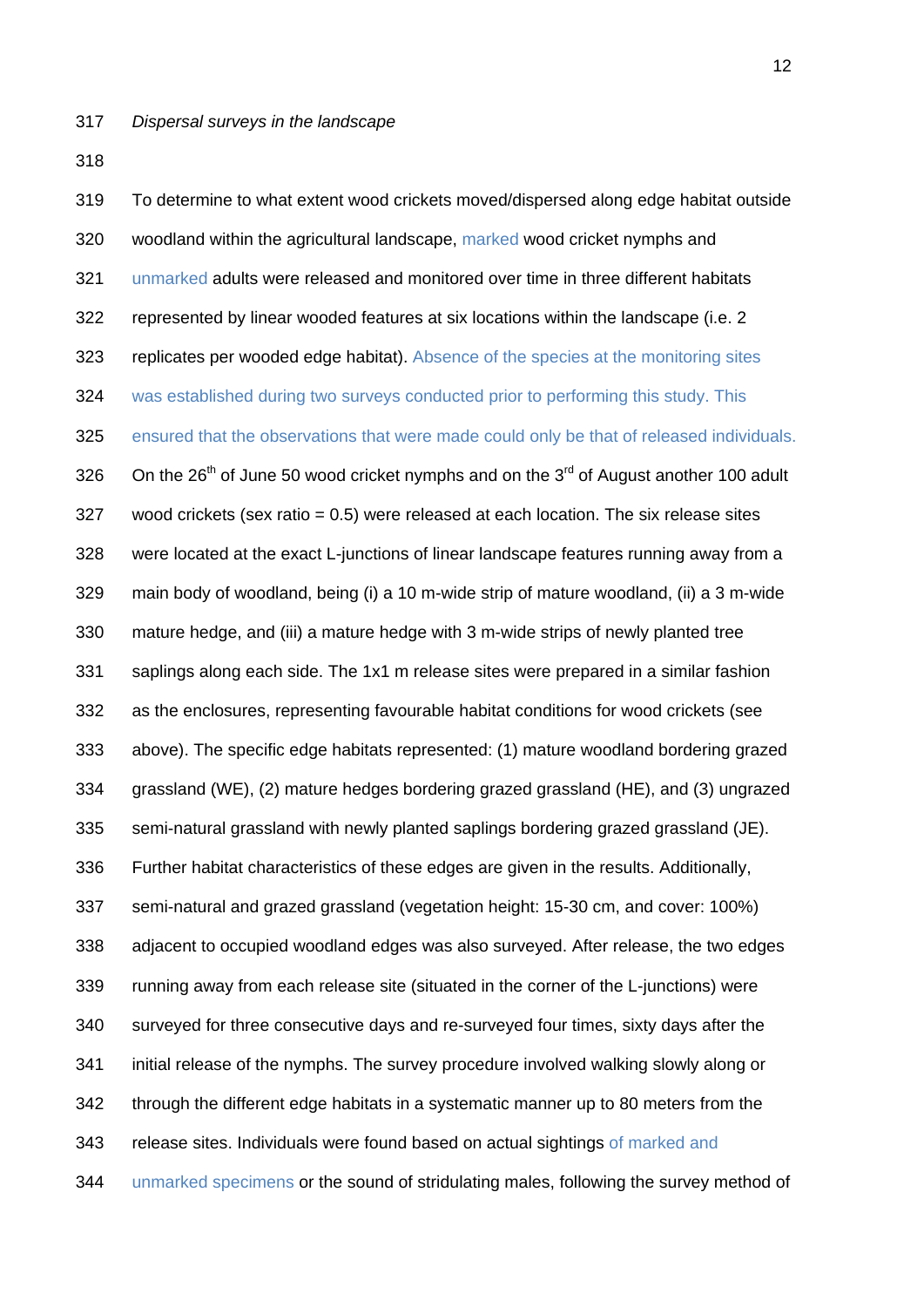*Dispersal surveys in the landscape*

To determine to what extent wood crickets moved/dispersed along edge habitat outside woodland within the agricultural landscape, marked wood cricket nymphs and unmarked adults were released and monitored over time in three different habitats represented by linear wooded features at six locations within the landscape (i.e. 2 replicates per wooded edge habitat). Absence of the species at the monitoring sites was established during two surveys conducted prior to performing this study. This ensured that the observations that were made could only be that of released individuals. On the 26th of June 50 wood cricket nymphs and on the 3rd of August another 100 adult wood crickets (sex ratio = 0.5) were released at each location. The six release sites were located at the exact L-junctions of linear landscape features running away from a main body of woodland, being (i) a 10 m-wide strip of mature woodland, (ii) a 3 m-wide mature hedge, and (iii) a mature hedge with 3 m-wide strips of newly planted tree saplings along each side. The 1x1 m release sites were prepared in a similar fashion as the enclosures, representing favourable habitat conditions for wood crickets (see above). The specific edge habitats represented: (1) mature woodland bordering grazed grassland (WE), (2) mature hedges bordering grazed grassland (HE), and (3) ungrazed semi-natural grassland with newly planted saplings bordering grazed grassland (JE). Further habitat characteristics of these edges are given in the results. Additionally, semi-natural and grazed grassland (vegetation height: 15-30 cm, and cover: 100%) adjacent to occupied woodland edges was also surveyed. After release, the two edges running away from each release site (situated in the corner of the L-junctions) were surveyed for three consecutive days and re-surveyed four times, sixty days after the initial release of the nymphs. The survey procedure involved walking slowly along or through the different edge habitats in a systematic manner up to 80 meters from the release sites. Individuals were found based on actual sightings of marked and unmarked specimens or the sound of stridulating males, following the survey method of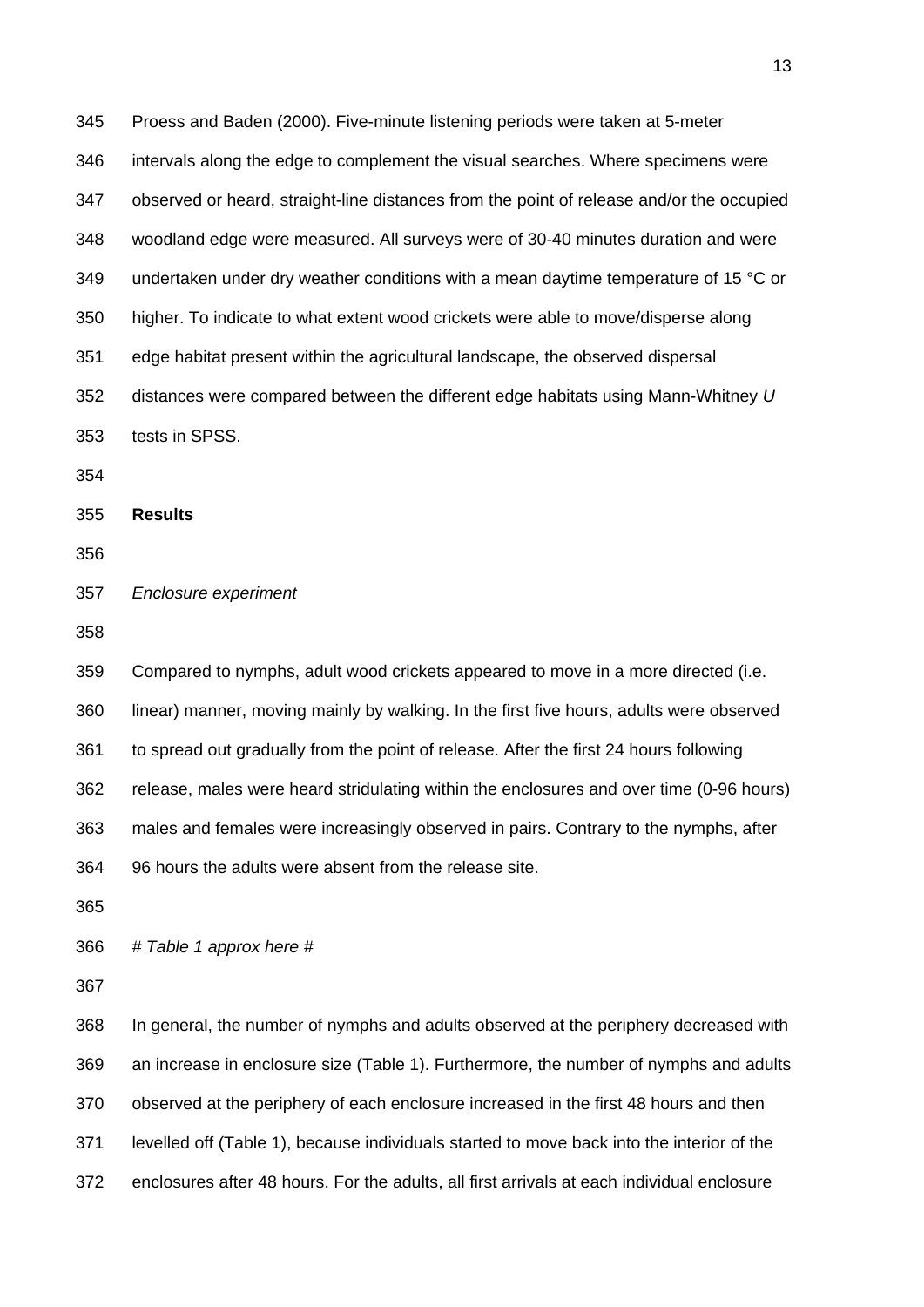Proess and Baden (2000). Five-minute listening periods were taken at 5-meter intervals along the edge to complement the visual searches. Where specimens were observed or heard, straight-line distances from the point of release and/or the occupied woodland edge were measured. All surveys were of 30-40 minutes duration and were undertaken under dry weather conditions with a mean daytime temperature of 15 °C or higher. To indicate to what extent wood crickets were able to move/disperse along edge habitat present within the agricultural landscape, the observed dispersal distances were compared between the different edge habitats using Mann-Whitney *U* tests in SPSS.

## Results

### *Enclosure experiment*

Compared to nymphs, adult wood crickets appeared to move in a more directed (i.e. linear) manner, moving mainly by walking. In the first five hours, adults were observed to spread out gradually from the point of release. After the first 24 hours following release, males were heard stridulating within the enclosures and over time (0-96 hours) males and females were increasingly observed in pairs. Contrary to the nymphs, after 96 hours the adults were absent from the release site.

*# Table 1 approx here #*

In general, the number of nymphs and adults observed at the periphery decreased with an increase in enclosure size (Table 1). Furthermore, the number of nymphs and adults observed at the periphery of each enclosure increased in the first 48 hours and then levelled off (Table 1), because individuals started to move back into the interior of the enclosures after 48 hours. For the adults, all first arrivals at each individual enclosure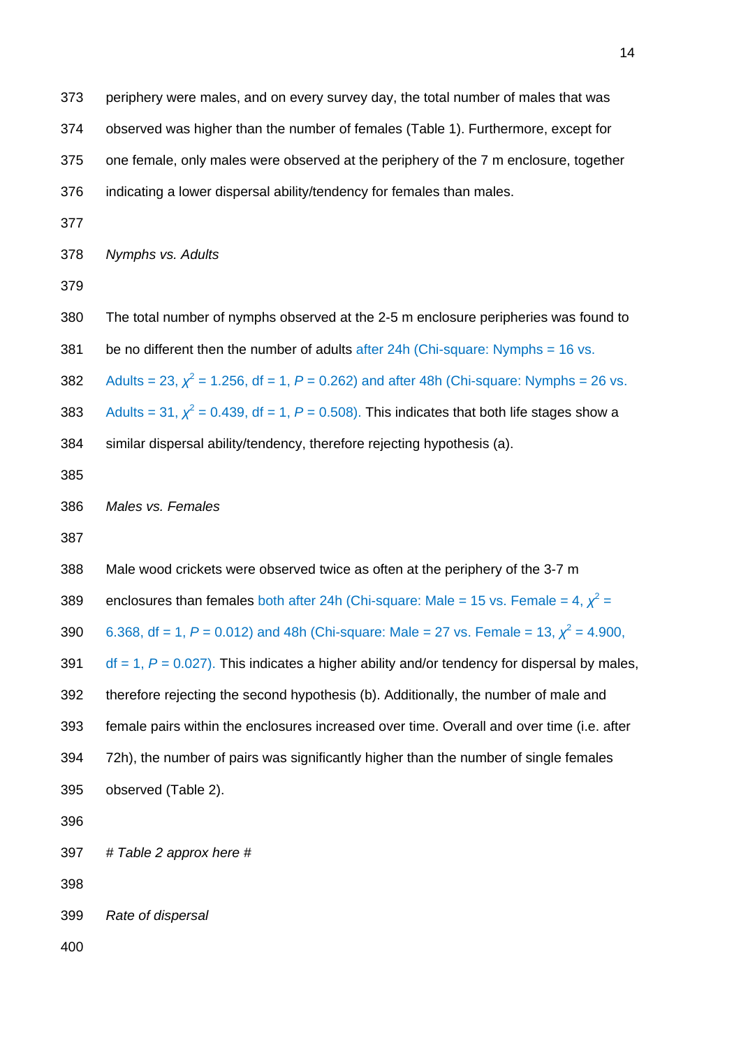periphery were males, and on every survey day, the total number of males that was observed was higher than the number of females (Table 1). Furthermore, except for one female, only males were observed at the periphery of the 7 m enclosure, together indicating a lower dispersal ability/tendency for females than males.

*Nymphs vs. Adults*

The total number of nymphs observed at the 2-5 m enclosure peripheries was found to be no different then the number of adults after 24h (Chi-square: Nymphs = 16 vs. Adults = 23, $\chi^2$ = 1.256, df = 1, $P$ = 0.262) and after 48h (Chi-square: Nymphs = 26 vs. Adults = 31, $\chi^2$ = 0.439, df = 1, $P$ = 0.508). This indicates that both life stages show a similar dispersal ability/tendency, therefore rejecting hypothesis (a).

*Males vs. Females*

Male wood crickets were observed twice as often at the periphery of the 3-7 m enclosures than females both after 24h (Chi-square: Male = 15 vs. Female = 4, $\chi^2$ = 6.368, df = 1, $P$ = 0.012) and 48h (Chi-square: Male = 27 vs. Female = 13, $\chi^2$ = 4.900, df = 1, $P$ = 0.027). This indicates a higher ability and/or tendency for dispersal by males, therefore rejecting the second hypothesis (b). Additionally, the number of male and female pairs within the enclosures increased over time. Overall and over time (i.e. after 72h), the number of pairs was significantly higher than the number of single females observed (Table 2).

*# Table 2 approx here #*

*Rate of dispersal*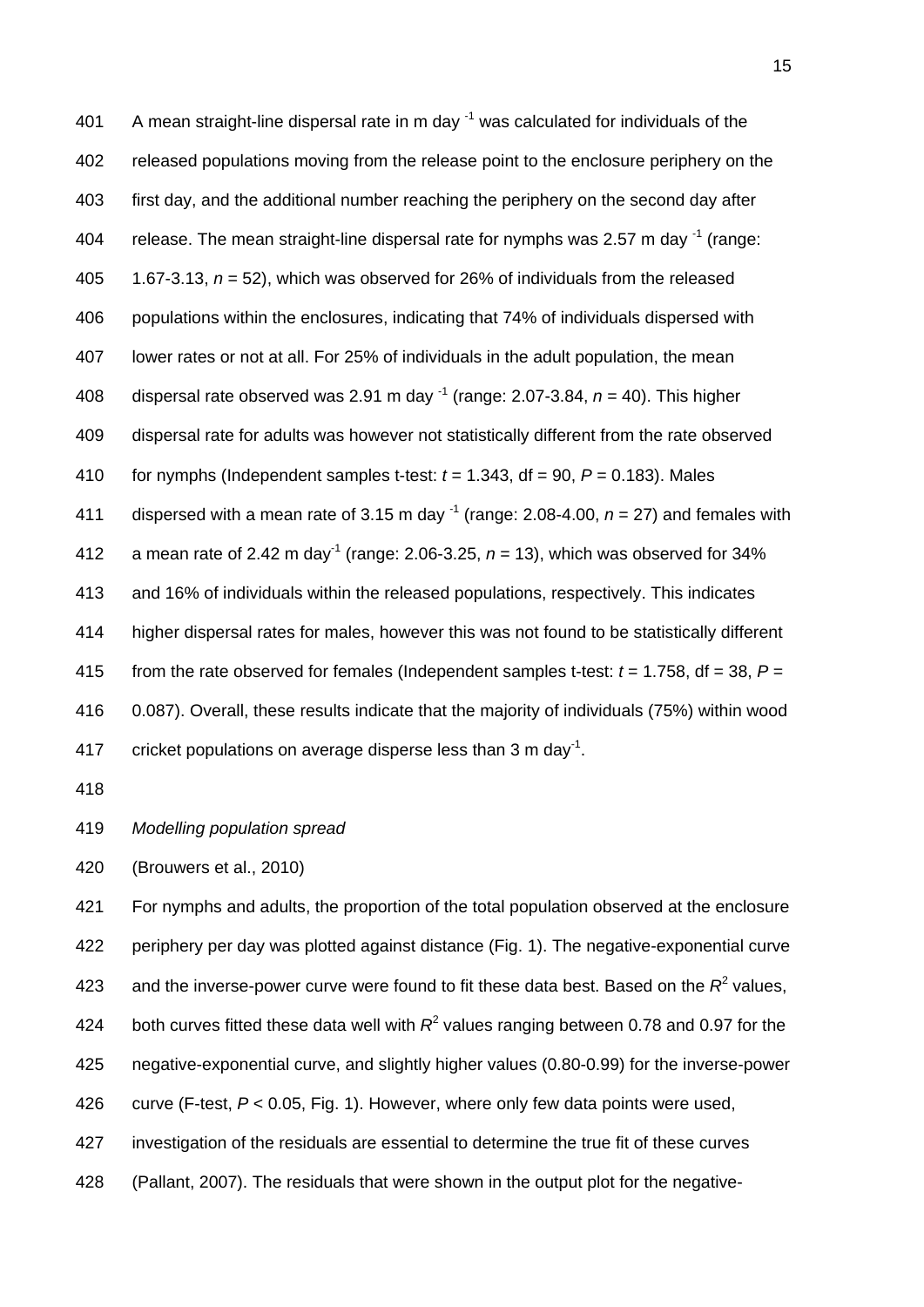A mean straight-line dispersal rate in m day $^{-1}$ was calculated for individuals of the released populations moving from the release point to the enclosure periphery on the first day, and the additional number reaching the periphery on the second day after release. The mean straight-line dispersal rate for nymphs was 2.57 m day $^{-1}$ (range: 1.67-3.13, $n$ = 52), which was observed for 26% of individuals from the released populations within the enclosures, indicating that 74% of individuals dispersed with lower rates or not at all. For 25% of individuals in the adult population, the mean dispersal rate observed was 2.91 m day $^{-1}$ (range: 2.07-3.84, $n$ = 40). This higher dispersal rate for adults was however not statistically different from the rate observed for nymphs (Independent samples t-test: $t$ = 1.343, df = 90, $P$ = 0.183). Males dispersed with a mean rate of 3.15 m day $^{-1}$ (range: 2.08-4.00, $n$ = 27) and females with a mean rate of 2.42 m day$^{-1}$ (range: 2.06-3.25, $n$ = 13), which was observed for 34% and 16% of individuals within the released populations, respectively. This indicates higher dispersal rates for males, however this was not found to be statistically different from the rate observed for females (Independent samples t-test: $t$ = 1.758, df = 38, $P$ = 0.087). Overall, these results indicate that the majority of individuals (75%) within wood cricket populations on average disperse less than 3 m day$^{-1}$.

*Modelling population spread*

(Brouwers et al., 2010)

For nymphs and adults, the proportion of the total population observed at the enclosure periphery per day was plotted against distance (Fig. 1). The negative-exponential curve and the inverse-power curve were found to fit these data best. Based on the $R^2$ values, both curves fitted these data well with $R^2$ values ranging between 0.78 and 0.97 for the negative-exponential curve, and slightly higher values (0.80-0.99) for the inverse-power curve (F-test, $P$ < 0.05, Fig. 1). However, where only few data points were used, investigation of the residuals are essential to determine the true fit of these curves (Pallant, 2007). The residuals that were shown in the output plot for the negative-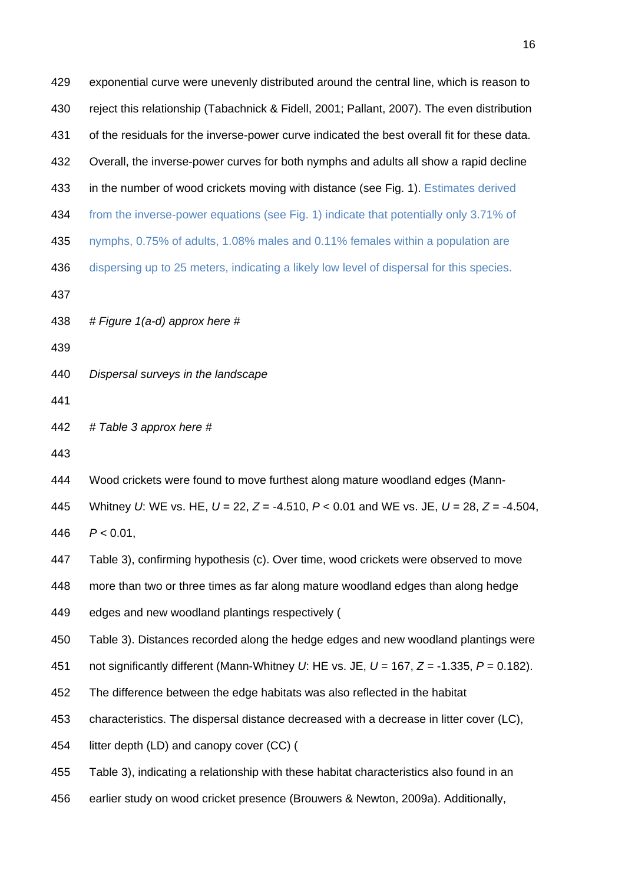exponential curve were unevenly distributed around the central line, which is reason to reject this relationship (Tabachnick & Fidell, 2001; Pallant, 2007). The even distribution of the residuals for the inverse-power curve indicated the best overall fit for these data. Overall, the inverse-power curves for both nymphs and adults all show a rapid decline in the number of wood crickets moving with distance (see Fig. 1). Estimates derived from the inverse-power equations (see Fig. 1) indicate that potentially only 3.71% of nymphs, 0.75% of adults, 1.08% males and 0.11% females within a population are dispersing up to 25 meters, indicating a likely low level of dispersal for this species.

*# Figure 1(a-d) approx here #*

*Dispersal surveys in the landscape*

*# Table 3 approx here #*

Wood crickets were found to move furthest along mature woodland edges (Mann-Whitney *U*: WE vs. HE, $U = 22$, $Z = -4.510$, $P < 0.01$ and WE vs. JE, $U = 28$, $Z = -4.504$, $P < 0.01$, Table 3), confirming hypothesis (c). Over time, wood crickets were observed to move more than two or three times as far along mature woodland edges than along hedge edges and new woodland plantings respectively (Table 3). Distances recorded along the hedge edges and new woodland plantings were not significantly different (Mann-Whitney *U*: HE vs. JE, $U = 167$, $Z = -1.335$, $P = 0.182$). The difference between the edge habitats was also reflected in the habitat characteristics. The dispersal distance decreased with a decrease in litter cover (LC), litter depth (LD) and canopy cover (CC) (Table 3), indicating a relationship with these habitat characteristics also found in an earlier study on wood cricket presence (Brouwers & Newton, 2009a). Additionally,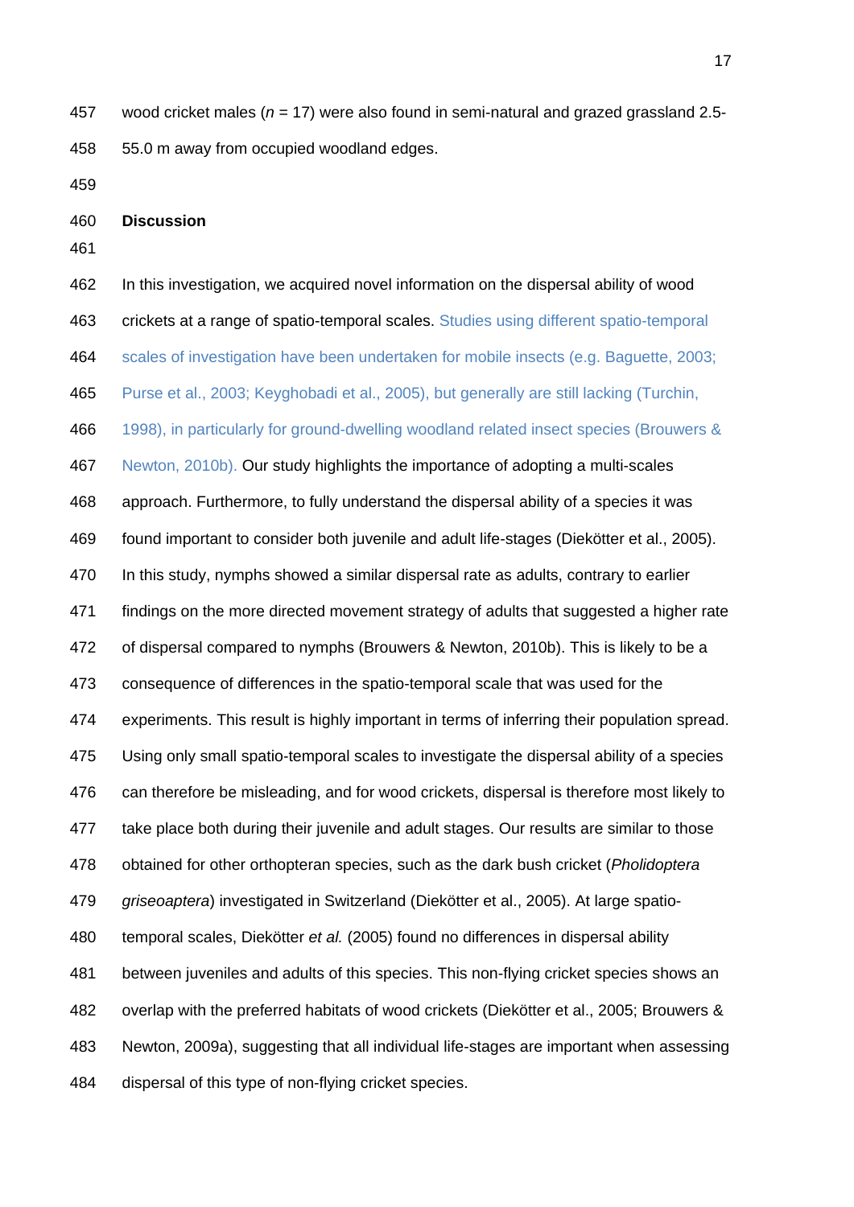wood cricket males ($n$ = 17) were also found in semi-natural and grazed grassland 2.5-55.0 m away from occupied woodland edges.

## Discussion

In this investigation, we acquired novel information on the dispersal ability of wood crickets at a range of spatio-temporal scales. Studies using different spatio-temporal scales of investigation have been undertaken for mobile insects (e.g. Baguette, 2003; Purse et al., 2003; Keyghobadi et al., 2005), but generally are still lacking (Turchin, 1998), in particularly for ground-dwelling woodland related insect species (Brouwers & Newton, 2010b). Our study highlights the importance of adopting a multi-scales approach. Furthermore, to fully understand the dispersal ability of a species it was found important to consider both juvenile and adult life-stages (Diekötter et al., 2005). In this study, nymphs showed a similar dispersal rate as adults, contrary to earlier findings on the more directed movement strategy of adults that suggested a higher rate of dispersal compared to nymphs (Brouwers & Newton, 2010b). This is likely to be a consequence of differences in the spatio-temporal scale that was used for the experiments. This result is highly important in terms of inferring their population spread. Using only small spatio-temporal scales to investigate the dispersal ability of a species can therefore be misleading, and for wood crickets, dispersal is therefore most likely to take place both during their juvenile and adult stages. Our results are similar to those obtained for other orthopteran species, such as the dark bush cricket (*Pholidoptera griseoaptera*) investigated in Switzerland (Diekötter et al., 2005). At large spatio-temporal scales, Diekötter *et al.* (2005) found no differences in dispersal ability between juveniles and adults of this species. This non-flying cricket species shows an overlap with the preferred habitats of wood crickets (Diekötter et al., 2005; Brouwers & Newton, 2009a), suggesting that all individual life-stages are important when assessing dispersal of this type of non-flying cricket species.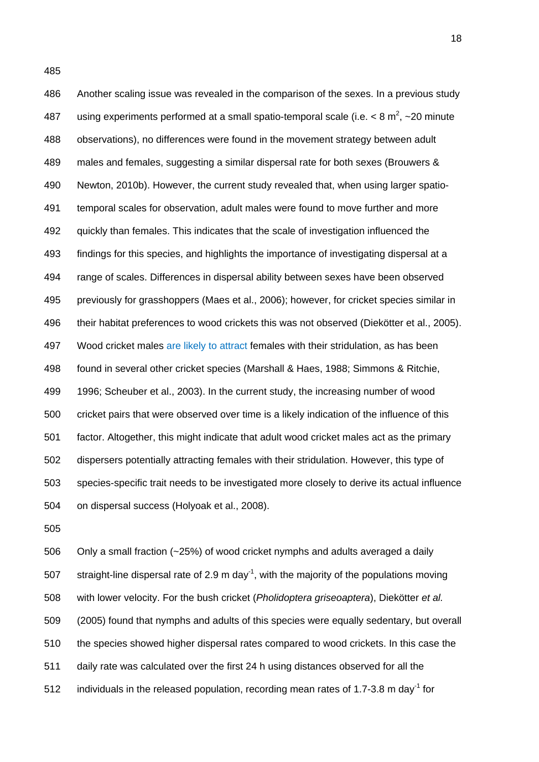Another scaling issue was revealed in the comparison of the sexes. In a previous study using experiments performed at a small spatio-temporal scale (i.e. < 8 $m^2$, ~20 minute observations), no differences were found in the movement strategy between adult males and females, suggesting a similar dispersal rate for both sexes (Brouwers & Newton, 2010b). However, the current study revealed that, when using larger spatio-temporal scales for observation, adult males were found to move further and more quickly than females. This indicates that the scale of investigation influenced the findings for this species, and highlights the importance of investigating dispersal at a range of scales. Differences in dispersal ability between sexes have been observed previously for grasshoppers (Maes et al., 2006); however, for cricket species similar in their habitat preferences to wood crickets this was not observed (Diekötter et al., 2005). Wood cricket males are likely to attract females with their stridulation, as has been found in several other cricket species (Marshall & Haes, 1988; Simmons & Ritchie, 1996; Scheuber et al., 2003). In the current study, the increasing number of wood cricket pairs that were observed over time is a likely indication of the influence of this factor. Altogether, this might indicate that adult wood cricket males act as the primary dispersers potentially attracting females with their stridulation. However, this type of species-specific trait needs to be investigated more closely to derive its actual influence on dispersal success (Holyoak et al., 2008).

Only a small fraction (~25%) of wood cricket nymphs and adults averaged a daily straight-line dispersal rate of 2.9 m $day^{-1}$, with the majority of the populations moving with lower velocity. For the bush cricket (*Pholidoptera griseoaptera*), Diekötter *et al.* (2005) found that nymphs and adults of this species were equally sedentary, but overall the species showed higher dispersal rates compared to wood crickets. In this case the daily rate was calculated over the first 24 h using distances observed for all the individuals in the released population, recording mean rates of 1.7-3.8 m $day^{-1}$ for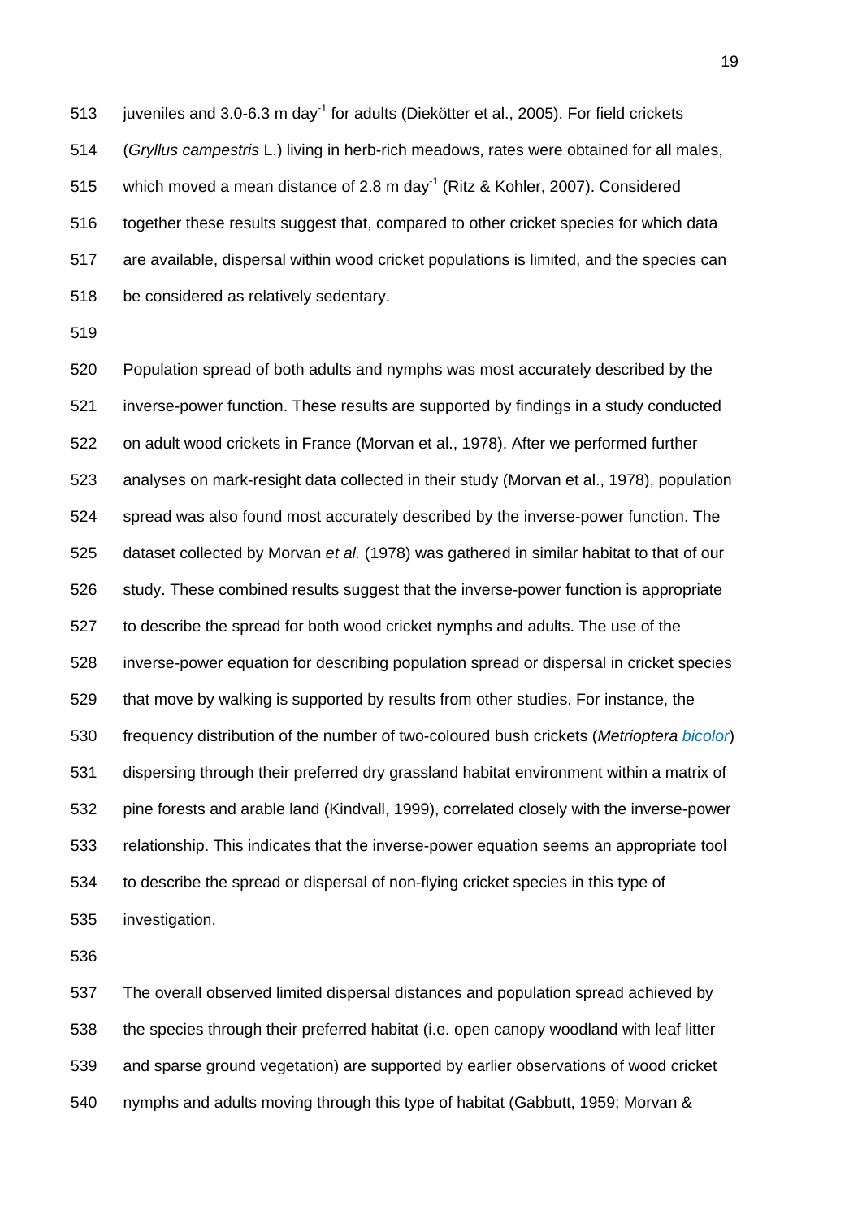juveniles and 3.0-6.3 m day$^{-1}$ for adults (Diekötter et al., 2005). For field crickets (*Gryllus campestris* L.) living in herb-rich meadows, rates were obtained for all males, which moved a mean distance of 2.8 m day$^{-1}$ (Ritz & Kohler, 2007). Considered together these results suggest that, compared to other cricket species for which data are available, dispersal within wood cricket populations is limited, and the species can be considered as relatively sedentary.

Population spread of both adults and nymphs was most accurately described by the inverse-power function. These results are supported by findings in a study conducted on adult wood crickets in France (Morvan et al., 1978). After we performed further analyses on mark-resight data collected in their study (Morvan et al., 1978), population spread was also found most accurately described by the inverse-power function. The dataset collected by Morvan *et al.* (1978) was gathered in similar habitat to that of our study. These combined results suggest that the inverse-power function is appropriate to describe the spread for both wood cricket nymphs and adults. The use of the inverse-power equation for describing population spread or dispersal in cricket species that move by walking is supported by results from other studies. For instance, the frequency distribution of the number of two-coloured bush crickets (*Metrioptera bicolor*) dispersing through their preferred dry grassland habitat environment within a matrix of pine forests and arable land (Kindvall, 1999), correlated closely with the inverse-power relationship. This indicates that the inverse-power equation seems an appropriate tool to describe the spread or dispersal of non-flying cricket species in this type of investigation.

The overall observed limited dispersal distances and population spread achieved by the species through their preferred habitat (i.e. open canopy woodland with leaf litter and sparse ground vegetation) are supported by earlier observations of wood cricket nymphs and adults moving through this type of habitat (Gabbutt, 1959; Morvan &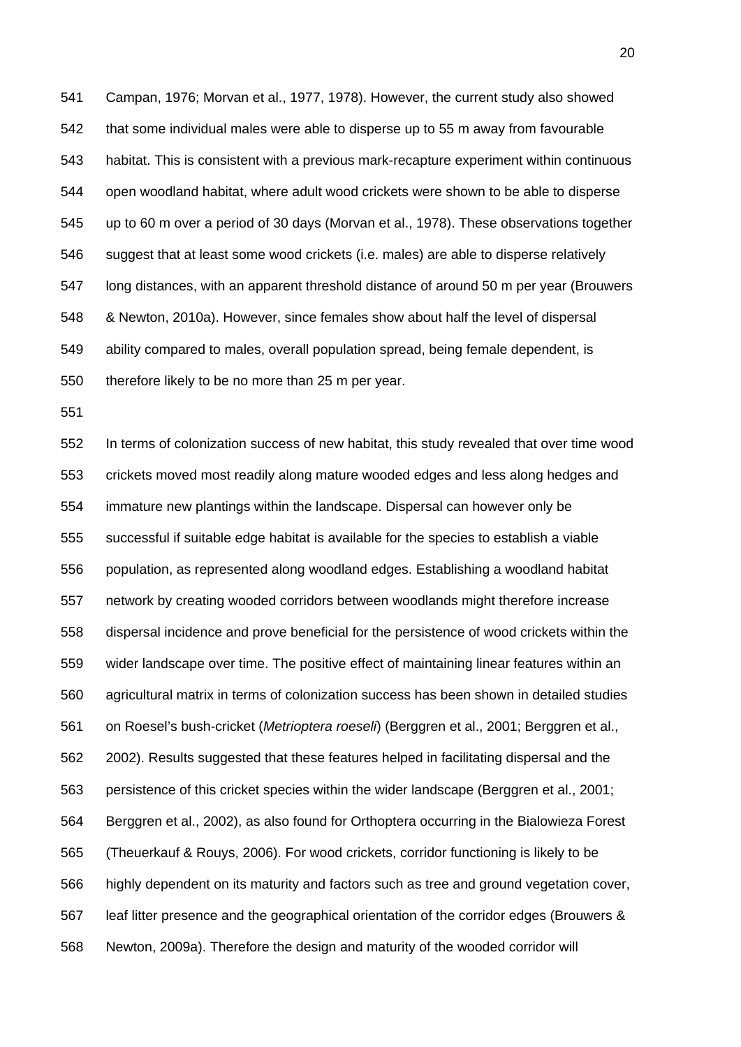Campan, 1976; Morvan et al., 1977, 1978). However, the current study also showed that some individual males were able to disperse up to 55 m away from favourable habitat. This is consistent with a previous mark-recapture experiment within continuous open woodland habitat, where adult wood crickets were shown to be able to disperse up to 60 m over a period of 30 days (Morvan et al., 1978). These observations together suggest that at least some wood crickets (i.e. males) are able to disperse relatively long distances, with an apparent threshold distance of around 50 m per year (Brouwers & Newton, 2010a). However, since females show about half the level of dispersal ability compared to males, overall population spread, being female dependent, is therefore likely to be no more than 25 m per year.

In terms of colonization success of new habitat, this study revealed that over time wood crickets moved most readily along mature wooded edges and less along hedges and immature new plantings within the landscape. Dispersal can however only be successful if suitable edge habitat is available for the species to establish a viable population, as represented along woodland edges. Establishing a woodland habitat network by creating wooded corridors between woodlands might therefore increase dispersal incidence and prove beneficial for the persistence of wood crickets within the wider landscape over time. The positive effect of maintaining linear features within an agricultural matrix in terms of colonization success has been shown in detailed studies on Roesel's bush-cricket (*Metrioptera roeseli*) (Berggren et al., 2001; Berggren et al., 2002). Results suggested that these features helped in facilitating dispersal and the persistence of this cricket species within the wider landscape (Berggren et al., 2001; Berggren et al., 2002), as also found for Orthoptera occurring in the Bialowieza Forest (Theuerkauf & Rouys, 2006). For wood crickets, corridor functioning is likely to be highly dependent on its maturity and factors such as tree and ground vegetation cover, leaf litter presence and the geographical orientation of the corridor edges (Brouwers & Newton, 2009a). Therefore the design and maturity of the wooded corridor will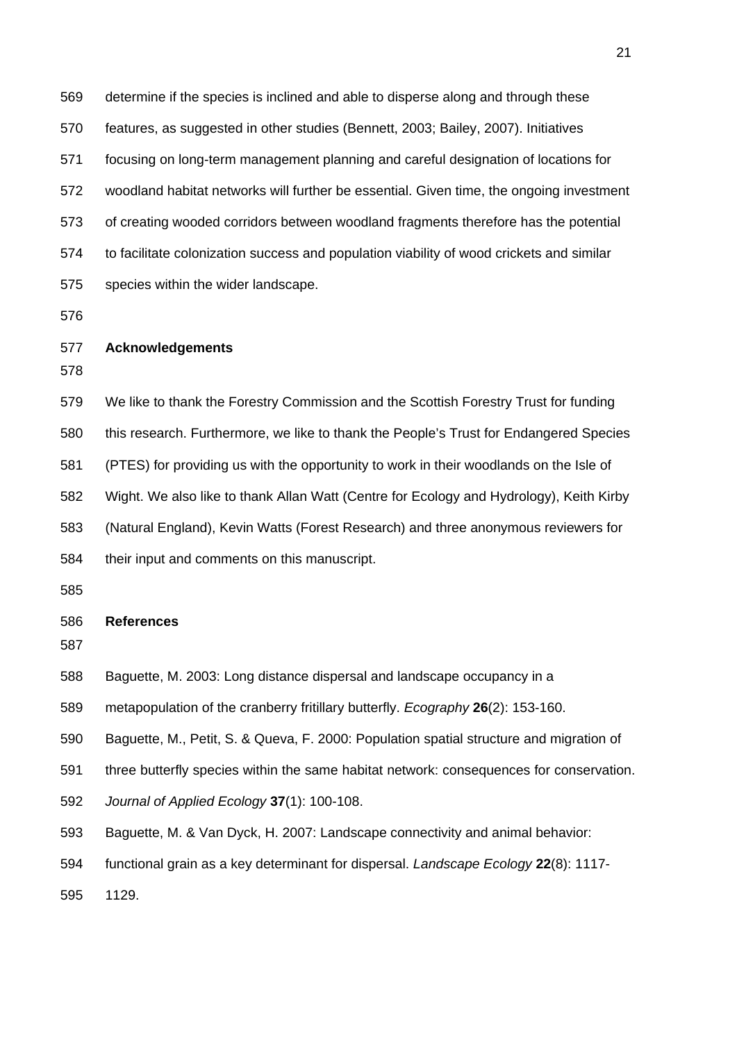determine if the species is inclined and able to disperse along and through these features, as suggested in other studies (Bennett, 2003; Bailey, 2007). Initiatives focusing on long-term management planning and careful designation of locations for woodland habitat networks will further be essential. Given time, the ongoing investment of creating wooded corridors between woodland fragments therefore has the potential to facilitate colonization success and population viability of wood crickets and similar species within the wider landscape.

## Acknowledgements

We like to thank the Forestry Commission and the Scottish Forestry Trust for funding this research. Furthermore, we like to thank the People's Trust for Endangered Species (PTES) for providing us with the opportunity to work in their woodlands on the Isle of Wight. We also like to thank Allan Watt (Centre for Ecology and Hydrology), Keith Kirby (Natural England), Kevin Watts (Forest Research) and three anonymous reviewers for their input and comments on this manuscript.

## References

Baguette, M. 2003: Long distance dispersal and landscape occupancy in a metapopulation of the cranberry fritillary butterfly. *Ecography* **26**(2): 153-160.

Baguette, M., Petit, S. & Queva, F. 2000: Population spatial structure and migration of three butterfly species within the same habitat network: consequences for conservation. *Journal of Applied Ecology* **37**(1): 100-108.

Baguette, M. & Van Dyck, H. 2007: Landscape connectivity and animal behavior: functional grain as a key determinant for dispersal. *Landscape Ecology* **22**(8): 1117-1129.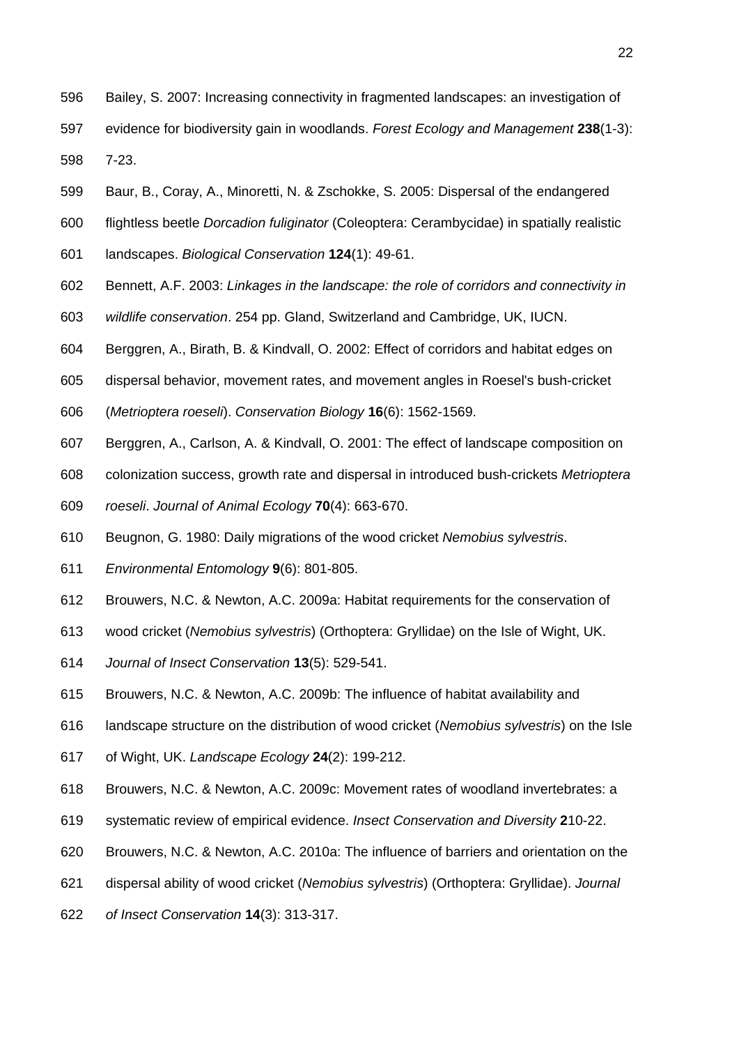Bailey, S. 2007: Increasing connectivity in fragmented landscapes: an investigation of evidence for biodiversity gain in woodlands. *Forest Ecology and Management* **238**(1-3): 7-23.

Baur, B., Coray, A., Minoretti, N. & Zschokke, S. 2005: Dispersal of the endangered flightless beetle *Dorcadion fuliginator* (Coleoptera: Cerambycidae) in spatially realistic landscapes. *Biological Conservation* **124**(1): 49-61.

Bennett, A.F. 2003: *Linkages in the landscape: the role of corridors and connectivity in wildlife conservation*. 254 pp. Gland, Switzerland and Cambridge, UK, IUCN.

Berggren, A., Birath, B. & Kindvall, O. 2002: Effect of corridors and habitat edges on dispersal behavior, movement rates, and movement angles in Roesel's bush-cricket (*Metrioptera roeseli*). *Conservation Biology* **16**(6): 1562-1569.

Berggren, A., Carlson, A. & Kindvall, O. 2001: The effect of landscape composition on colonization success, growth rate and dispersal in introduced bush-crickets *Metrioptera roeseli*. *Journal of Animal Ecology* **70**(4): 663-670.

Beugnon, G. 1980: Daily migrations of the wood cricket *Nemobius sylvestris*. *Environmental Entomology* **9**(6): 801-805.

Brouwers, N.C. & Newton, A.C. 2009a: Habitat requirements for the conservation of wood cricket (*Nemobius sylvestris*) (Orthoptera: Gryllidae) on the Isle of Wight, UK. *Journal of Insect Conservation* **13**(5): 529-541.

Brouwers, N.C. & Newton, A.C. 2009b: The influence of habitat availability and landscape structure on the distribution of wood cricket (*Nemobius sylvestris*) on the Isle of Wight, UK. *Landscape Ecology* **24**(2): 199-212.

Brouwers, N.C. & Newton, A.C. 2009c: Movement rates of woodland invertebrates: a systematic review of empirical evidence. *Insect Conservation and Diversity* **2**10-22.

Brouwers, N.C. & Newton, A.C. 2010a: The influence of barriers and orientation on the dispersal ability of wood cricket (*Nemobius sylvestris*) (Orthoptera: Gryllidae). *Journal of Insect Conservation* **14**(3): 313-317.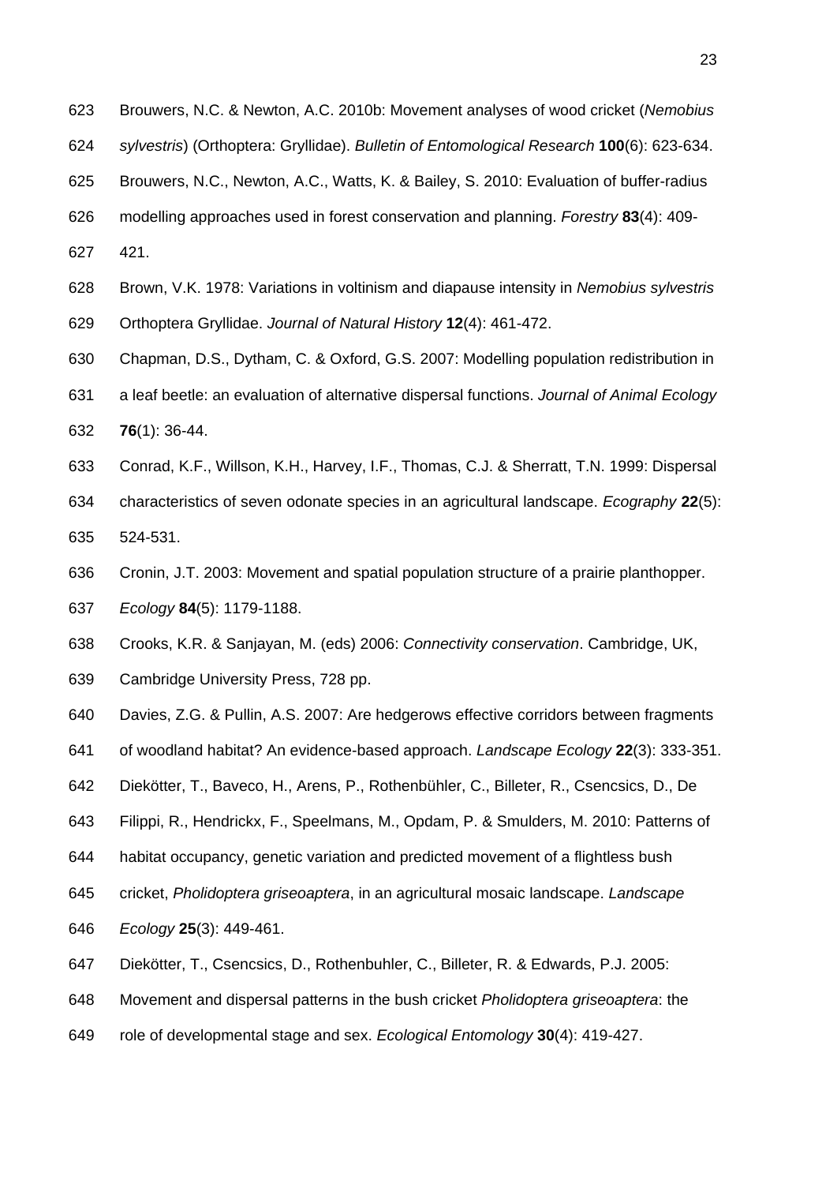Brouwers, N.C. & Newton, A.C. 2010b: Movement analyses of wood cricket (*Nemobius sylvestris*) (Orthoptera: Gryllidae). *Bulletin of Entomological Research* **100**(6): 623-634.

Brouwers, N.C., Newton, A.C., Watts, K. & Bailey, S. 2010: Evaluation of buffer-radius modelling approaches used in forest conservation and planning. *Forestry* **83**(4): 409-421.

Brown, V.K. 1978: Variations in voltinism and diapause intensity in *Nemobius sylvestris* Orthoptera Gryllidae. *Journal of Natural History* **12**(4): 461-472.

Chapman, D.S., Dytham, C. & Oxford, G.S. 2007: Modelling population redistribution in a leaf beetle: an evaluation of alternative dispersal functions. *Journal of Animal Ecology* **76**(1): 36-44.

Conrad, K.F., Willson, K.H., Harvey, I.F., Thomas, C.J. & Sherratt, T.N. 1999: Dispersal characteristics of seven odonate species in an agricultural landscape. *Ecography* **22**(5): 524-531.

Cronin, J.T. 2003: Movement and spatial population structure of a prairie planthopper. *Ecology* **84**(5): 1179-1188.

Crooks, K.R. & Sanjayan, M. (eds) 2006: *Connectivity conservation*. Cambridge, UK, Cambridge University Press, 728 pp.

Davies, Z.G. & Pullin, A.S. 2007: Are hedgerows effective corridors between fragments of woodland habitat? An evidence-based approach. *Landscape Ecology* **22**(3): 333-351.

Diekötter, T., Baveco, H., Arens, P., Rothenbühler, C., Billeter, R., Csencsics, D., De Filippi, R., Hendrickx, F., Speelmans, M., Opdam, P. & Smulders, M. 2010: Patterns of habitat occupancy, genetic variation and predicted movement of a flightless bush cricket, *Pholidoptera griseoaptera*, in an agricultural mosaic landscape. *Landscape Ecology* **25**(3): 449-461.

Diekötter, T., Csencsics, D., Rothenbuhler, C., Billeter, R. & Edwards, P.J. 2005: Movement and dispersal patterns in the bush cricket *Pholidoptera griseoaptera*: the role of developmental stage and sex. *Ecological Entomology* **30**(4): 419-427.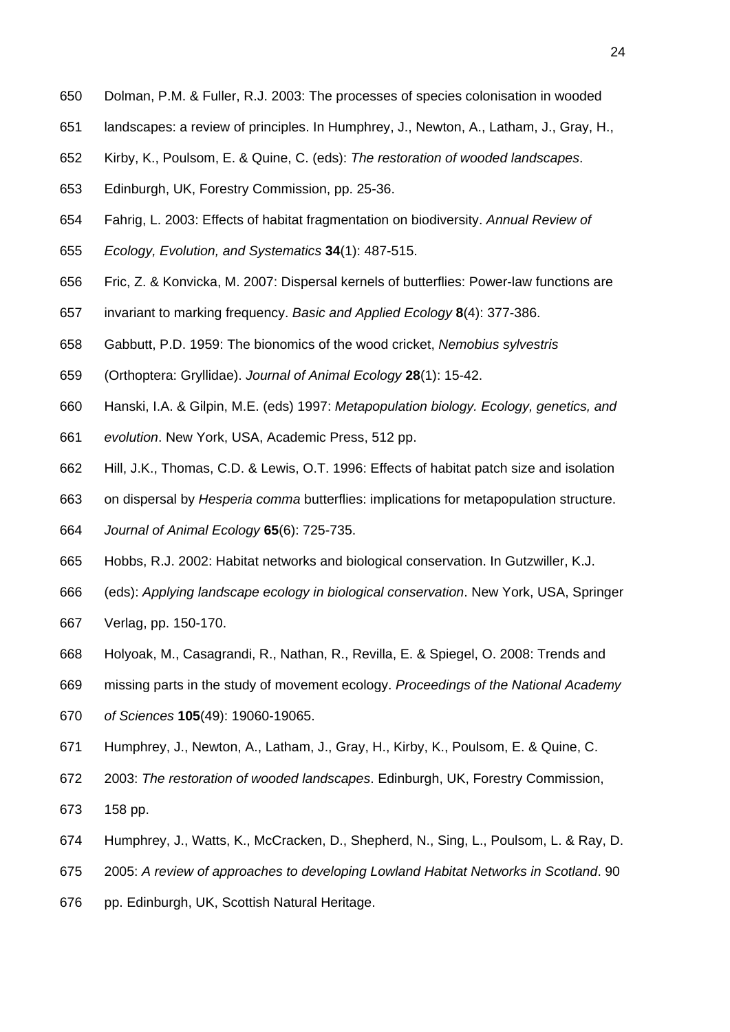Dolman, P.M. & Fuller, R.J. 2003: The processes of species colonisation in wooded landscapes: a review of principles. In Humphrey, J., Newton, A., Latham, J., Gray, H., Kirby, K., Poulsom, E. & Quine, C. (eds): *The restoration of wooded landscapes*. Edinburgh, UK, Forestry Commission, pp. 25-36.

Fahrig, L. 2003: Effects of habitat fragmentation on biodiversity. *Annual Review of Ecology, Evolution, and Systematics* **34**(1): 487-515.

Fric, Z. & Konvicka, M. 2007: Dispersal kernels of butterflies: Power-law functions are invariant to marking frequency. *Basic and Applied Ecology* **8**(4): 377-386.

Gabbutt, P.D. 1959: The bionomics of the wood cricket, *Nemobius sylvestris* (Orthoptera: Gryllidae). *Journal of Animal Ecology* **28**(1): 15-42.

Hanski, I.A. & Gilpin, M.E. (eds) 1997: *Metapopulation biology. Ecology, genetics, and evolution*. New York, USA, Academic Press, 512 pp.

Hill, J.K., Thomas, C.D. & Lewis, O.T. 1996: Effects of habitat patch size and isolation on dispersal by *Hesperia comma* butterflies: implications for metapopulation structure. *Journal of Animal Ecology* **65**(6): 725-735.

Hobbs, R.J. 2002: Habitat networks and biological conservation. In Gutzwiller, K.J. (eds): *Applying landscape ecology in biological conservation*. New York, USA, Springer Verlag, pp. 150-170.

Holyoak, M., Casagrandi, R., Nathan, R., Revilla, E. & Spiegel, O. 2008: Trends and missing parts in the study of movement ecology. *Proceedings of the National Academy of Sciences* **105**(49): 19060-19065.

Humphrey, J., Newton, A., Latham, J., Gray, H., Kirby, K., Poulsom, E. & Quine, C. 2003: *The restoration of wooded landscapes*. Edinburgh, UK, Forestry Commission, 158 pp.

Humphrey, J., Watts, K., McCracken, D., Shepherd, N., Sing, L., Poulsom, L. & Ray, D. 2005: *A review of approaches to developing Lowland Habitat Networks in Scotland*. 90 pp. Edinburgh, UK, Scottish Natural Heritage.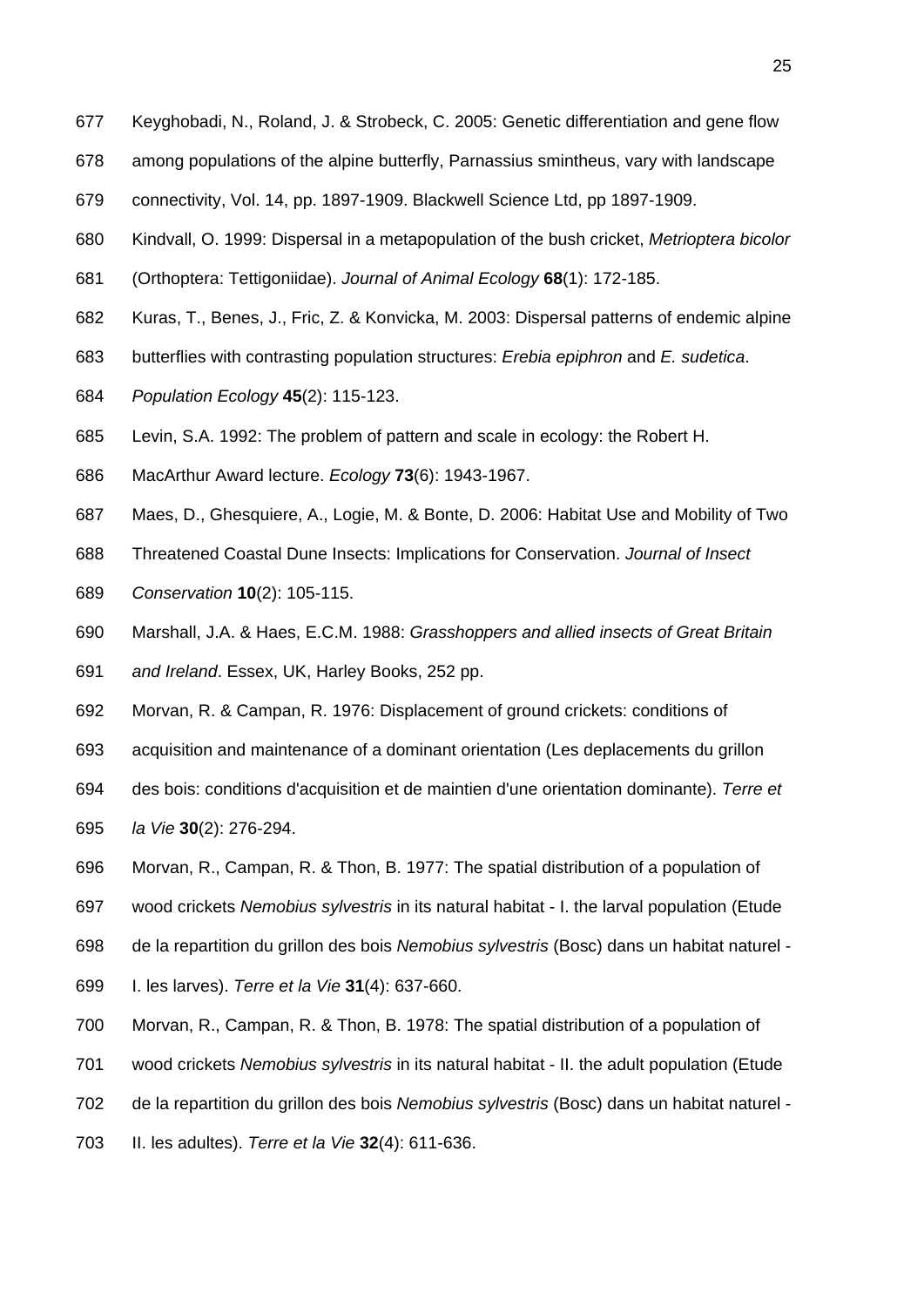Keyghobadi, N., Roland, J. & Strobeck, C. 2005: Genetic differentiation and gene flow among populations of the alpine butterfly, Parnassius smintheus, vary with landscape connectivity, Vol. 14, pp. 1897-1909. Blackwell Science Ltd, pp 1897-1909.

Kindvall, O. 1999: Dispersal in a metapopulation of the bush cricket, *Metrioptera bicolor* (Orthoptera: Tettigoniidae). *Journal of Animal Ecology* **68**(1): 172-185.

Kuras, T., Benes, J., Fric, Z. & Konvicka, M. 2003: Dispersal patterns of endemic alpine butterflies with contrasting population structures: *Erebia epiphron* and *E. sudetica*. *Population Ecology* **45**(2): 115-123.

Levin, S.A. 1992: The problem of pattern and scale in ecology: the Robert H. MacArthur Award lecture. *Ecology* **73**(6): 1943-1967.

Maes, D., Ghesquiere, A., Logie, M. & Bonte, D. 2006: Habitat Use and Mobility of Two Threatened Coastal Dune Insects: Implications for Conservation. *Journal of Insect Conservation* **10**(2): 105-115.

Marshall, J.A. & Haes, E.C.M. 1988: *Grasshoppers and allied insects of Great Britain and Ireland*. Essex, UK, Harley Books, 252 pp.

Morvan, R. & Campan, R. 1976: Displacement of ground crickets: conditions of acquisition and maintenance of a dominant orientation (Les deplacements du grillon des bois: conditions d'acquisition et de maintien d'une orientation dominante). *Terre et la Vie* **30**(2): 276-294.

Morvan, R., Campan, R. & Thon, B. 1977: The spatial distribution of a population of wood crickets *Nemobius sylvestris* in its natural habitat - I. the larval population (Etude de la repartition du grillon des bois *Nemobius sylvestris* (Bosc) dans un habitat naturel - I. les larves). *Terre et la Vie* **31**(4): 637-660.

Morvan, R., Campan, R. & Thon, B. 1978: The spatial distribution of a population of wood crickets *Nemobius sylvestris* in its natural habitat - II. the adult population (Etude de la repartition du grillon des bois *Nemobius sylvestris* (Bosc) dans un habitat naturel - II. les adultes). *Terre et la Vie* **32**(4): 611-636.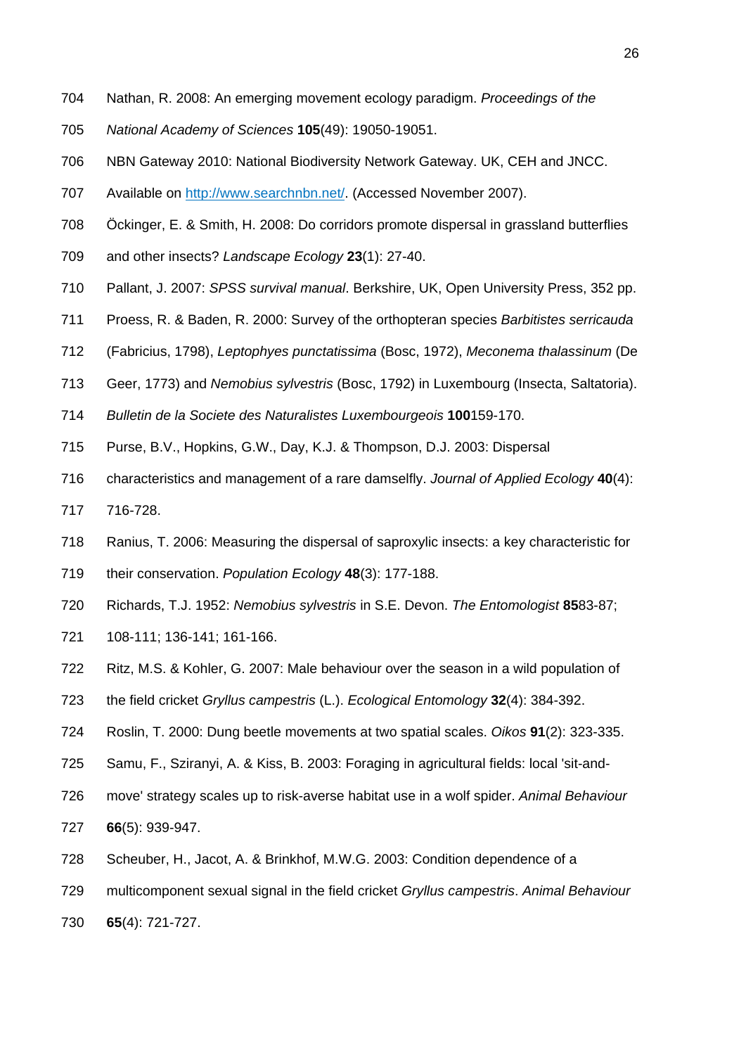Nathan, R. 2008: An emerging movement ecology paradigm. *Proceedings of the National Academy of Sciences* **105**(49): 19050-19051.

NBN Gateway 2010: National Biodiversity Network Gateway. UK, CEH and JNCC. Available on http://www.searchnbn.net/. (Accessed November 2007).

Öckinger, E. & Smith, H. 2008: Do corridors promote dispersal in grassland butterflies and other insects? *Landscape Ecology* **23**(1): 27-40.

Pallant, J. 2007: *SPSS survival manual*. Berkshire, UK, Open University Press, 352 pp.

Proess, R. & Baden, R. 2000: Survey of the orthopteran species *Barbitistes serricauda* (Fabricius, 1798), *Leptophyes punctatissima* (Bosc, 1972), *Meconema thalassinum* (De Geer, 1773) and *Nemobius sylvestris* (Bosc, 1792) in Luxembourg (Insecta, Saltatoria). *Bulletin de la Societe des Naturalistes Luxembourgeois* **100**159-170.

Purse, B.V., Hopkins, G.W., Day, K.J. & Thompson, D.J. 2003: Dispersal characteristics and management of a rare damselfly. *Journal of Applied Ecology* **40**(4): 716-728.

Ranius, T. 2006: Measuring the dispersal of saproxylic insects: a key characteristic for their conservation. *Population Ecology* **48**(3): 177-188.

Richards, T.J. 1952: *Nemobius sylvestris* in S.E. Devon. *The Entomologist* **85**83-87; 108-111; 136-141; 161-166.

Ritz, M.S. & Kohler, G. 2007: Male behaviour over the season in a wild population of the field cricket *Gryllus campestris* (L.). *Ecological Entomology* **32**(4): 384-392.

Roslin, T. 2000: Dung beetle movements at two spatial scales. *Oikos* **91**(2): 323-335.

Samu, F., Sziranyi, A. & Kiss, B. 2003: Foraging in agricultural fields: local 'sit-and-move' strategy scales up to risk-averse habitat use in a wolf spider. *Animal Behaviour* **66**(5): 939-947.

Scheuber, H., Jacot, A. & Brinkhof, M.W.G. 2003: Condition dependence of a multicomponent sexual signal in the field cricket *Gryllus campestris*. *Animal Behaviour* **65**(4): 721-727.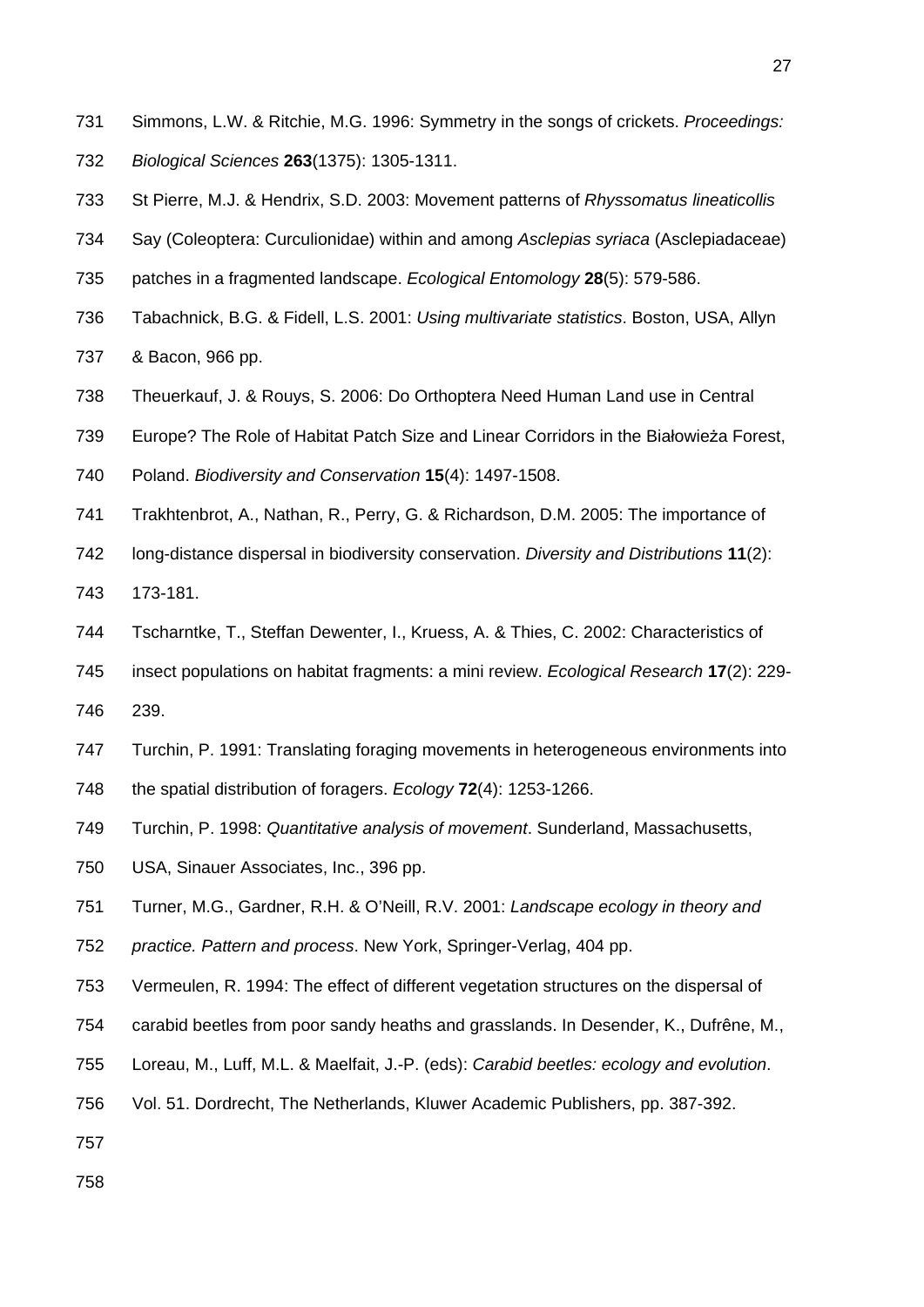Simmons, L.W. & Ritchie, M.G. 1996: Symmetry in the songs of crickets. *Proceedings: Biological Sciences* **263**(1375): 1305-1311.

St Pierre, M.J. & Hendrix, S.D. 2003: Movement patterns of *Rhyssomatus lineaticollis* Say (Coleoptera: Curculionidae) within and among *Asclepias syriaca* (Asclepiadaceae) patches in a fragmented landscape. *Ecological Entomology* **28**(5): 579-586.

Tabachnick, B.G. & Fidell, L.S. 2001: *Using multivariate statistics*. Boston, USA, Allyn & Bacon, 966 pp.

Theuerkauf, J. & Rouys, S. 2006: Do Orthoptera Need Human Land use in Central Europe? The Role of Habitat Patch Size and Linear Corridors in the Białowieża Forest, Poland. *Biodiversity and Conservation* **15**(4): 1497-1508.

Trakhtenbrot, A., Nathan, R., Perry, G. & Richardson, D.M. 2005: The importance of long-distance dispersal in biodiversity conservation. *Diversity and Distributions* **11**(2): 173-181.

Tscharntke, T., Steffan Dewenter, I., Kruess, A. & Thies, C. 2002: Characteristics of insect populations on habitat fragments: a mini review. *Ecological Research* **17**(2): 229-239.

Turchin, P. 1991: Translating foraging movements in heterogeneous environments into the spatial distribution of foragers. *Ecology* **72**(4): 1253-1266.

Turchin, P. 1998: *Quantitative analysis of movement*. Sunderland, Massachusetts, USA, Sinauer Associates, Inc., 396 pp.

Turner, M.G., Gardner, R.H. & O'Neill, R.V. 2001: *Landscape ecology in theory and practice. Pattern and process*. New York, Springer-Verlag, 404 pp.

Vermeulen, R. 1994: The effect of different vegetation structures on the dispersal of carabid beetles from poor sandy heaths and grasslands. In Desender, K., Dufrêne, M., Loreau, M., Luff, M.L. & Maelfait, J.-P. (eds): *Carabid beetles: ecology and evolution*. Vol. 51. Dordrecht, The Netherlands, Kluwer Academic Publishers, pp. 387-392.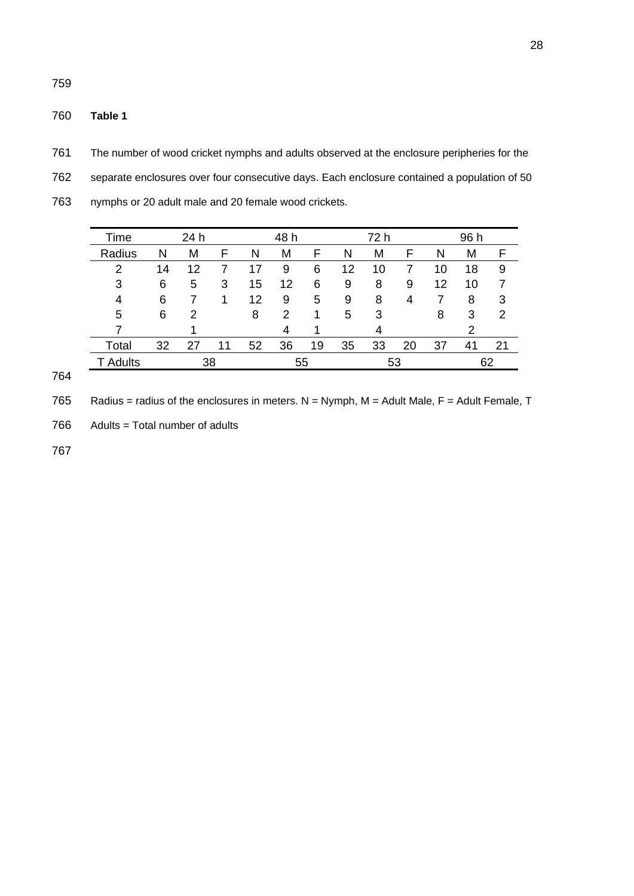**Table 1**

The number of wood cricket nymphs and adults observed at the enclosure peripheries for the separate enclosures over four consecutive days. Each enclosure contained a population of 50 nymphs or 20 adult male and 20 female wood crickets.

| Time | 24 h | | | 48 h | | | 72 h | | | 96 h | | |
|---|---|---|---|---|---|---|---|---|---|---|---|---|
| Radius | N | M | F | N | M | F | N | M | F | N | M | F |
| 2 | 14 | 12 | 7 | 17 | 9 | 6 | 12 | 10 | 7 | 10 | 18 | 9 |
| 3 | 6 | 5 | 3 | 15 | 12 | 6 | 9 | 8 | 9 | 12 | 10 | 7 |
| 4 | 6 | 7 | 1 | 12 | 9 | 5 | 9 | 8 | 4 | 7 | 8 | 3 |
| 5 | 6 | 2 | | 8 | 2 | 1 | 5 | 3 | | 8 | 3 | 2 |
| 7 | | 1 | | | 4 | 1 | | 4 | | | 2 | |
| Total | 32 | 27 | 11 | 52 | 36 | 19 | 35 | 33 | 20 | 37 | 41 | 21 |
| T Adults | | 38 | | | 55 | | | 53 | | | 62 | |

Radius = radius of the enclosures in meters. N = Nymph, M = Adult Male, F = Adult Female, T Adults = Total number of adults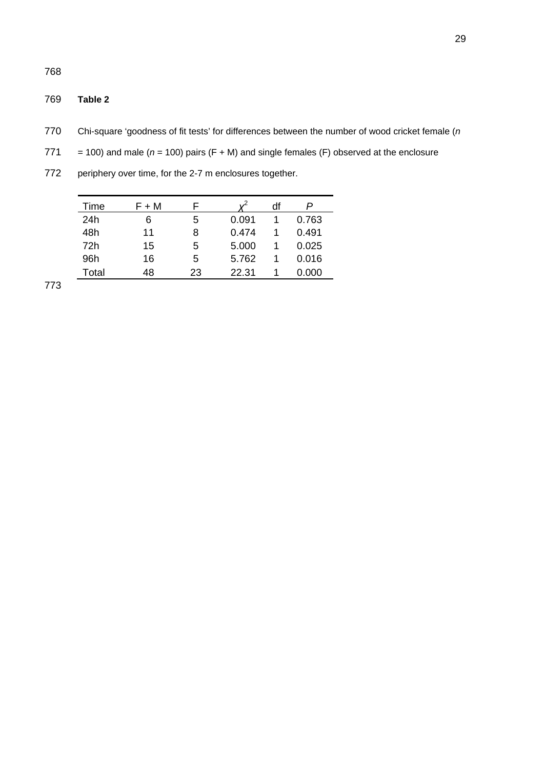**Table 2**

Chi-square 'goodness of fit tests' for differences between the number of wood cricket female (*n* = 100) and male (*n* = 100) pairs (F + M) and single females (F) observed at the enclosure periphery over time, for the 2-7 m enclosures together.

| Time | F + M | F | $\chi^2$ | df | *P* |
|---|---|---|---|---|---|
| 24h | 6 | 5 | 0.091 | 1 | 0.763 |
| 48h | 11 | 8 | 0.474 | 1 | 0.491 |
| 72h | 15 | 5 | 5.000 | 1 | 0.025 |
| 96h | 16 | 5 | 5.762 | 1 | 0.016 |
| Total | 48 | 23 | 22.31 | 1 | 0.000 |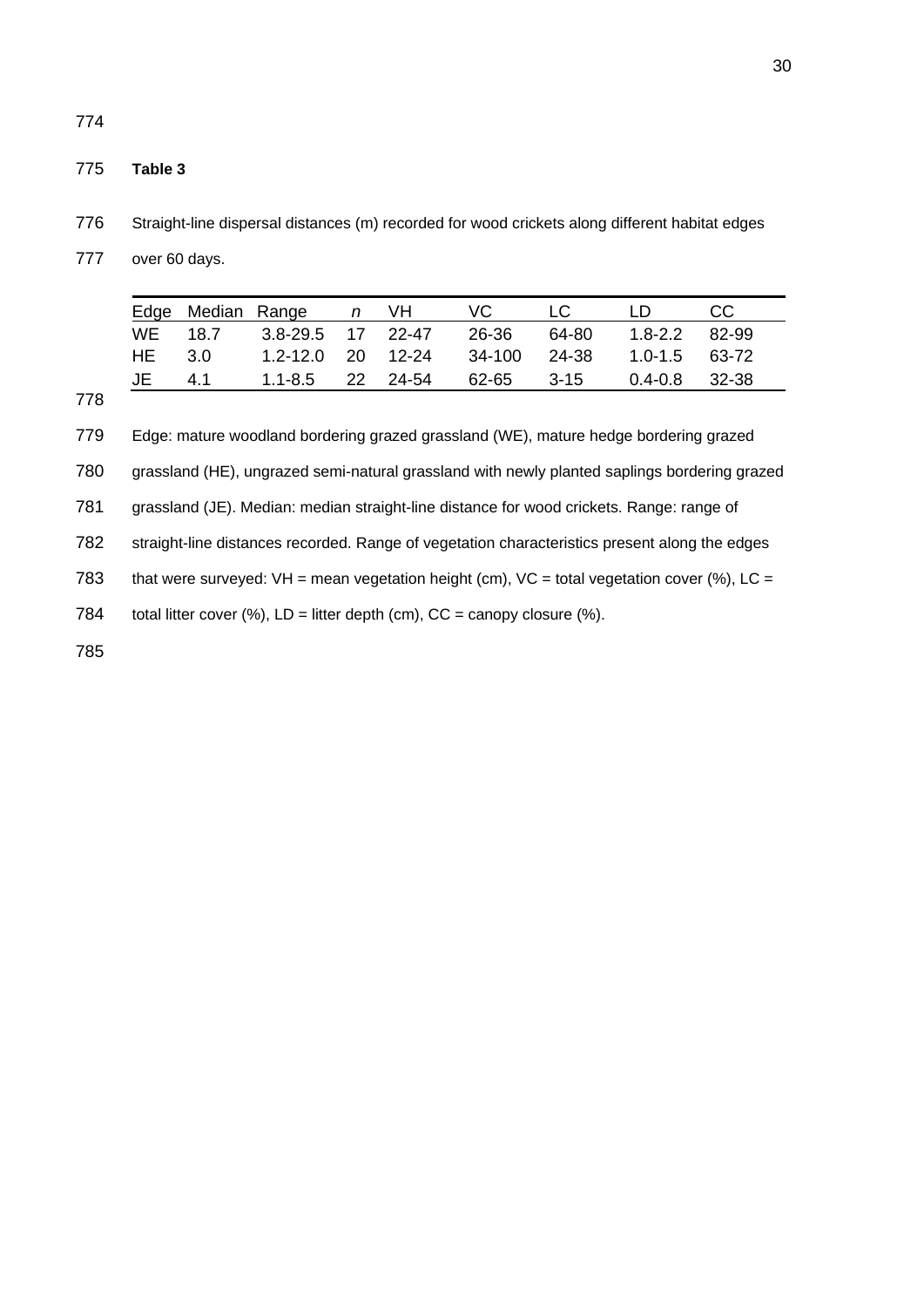**Table 3**

Straight-line dispersal distances (m) recorded for wood crickets along different habitat edges over 60 days.

| Edge | Median | Range | *n* | VH | VC | LC | LD | CC |
|---|---|---|---|---|---|---|---|---|
| WE | 18.7 | 3.8-29.5 | 17 | 22-47 | 26-36 | 64-80 | 1.8-2.2 | 82-99 |
| HE | 3.0 | 1.2-12.0 | 20 | 12-24 | 34-100 | 24-38 | 1.0-1.5 | 63-72 |
| JE | 4.1 | 1.1-8.5 | 22 | 24-54 | 62-65 | 3-15 | 0.4-0.8 | 32-38 |

Edge: mature woodland bordering grazed grassland (WE), mature hedge bordering grazed grassland (HE), ungrazed semi-natural grassland with newly planted saplings bordering grazed grassland (JE). Median: median straight-line distance for wood crickets. Range: range of straight-line distances recorded. Range of vegetation characteristics present along the edges that were surveyed: VH = mean vegetation height (cm), VC = total vegetation cover (%), LC = total litter cover (%), LD = litter depth (cm), CC = canopy closure (%).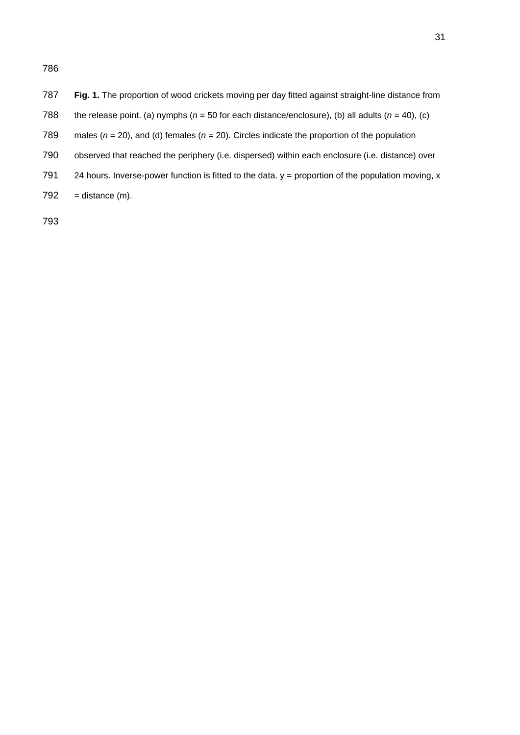**Fig. 1.** The proportion of wood crickets moving per day fitted against straight-line distance from the release point. (a) nymphs (*n* = 50 for each distance/enclosure), (b) all adults (*n* = 40), (c) males (*n* = 20), and (d) females (*n* = 20). Circles indicate the proportion of the population observed that reached the periphery (i.e. dispersed) within each enclosure (i.e. distance) over 24 hours. Inverse-power function is fitted to the data. y = proportion of the population moving, x = distance (m).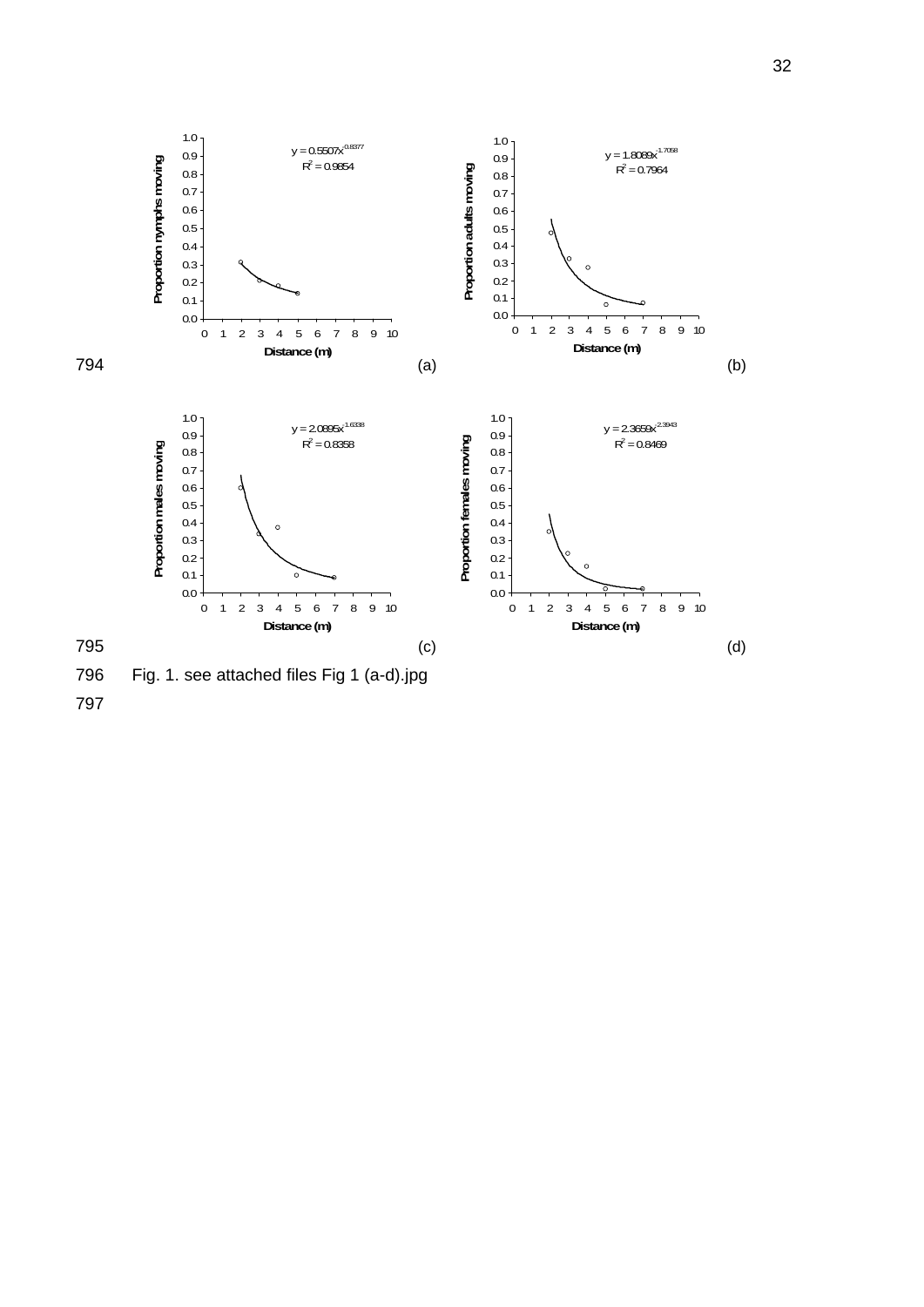1.0
0.9
0.8
0.7
0.6
0.5
0.4
0.3
0.2
0.1
0.0

Proportion nymphs moving

$y = 0.5507x^{-0.8377}$

$R^2 = 0.9854$

0 1 2 3 4 5 6 7 8 9 10

Distance (m)

(a)

1.0
0.9
0.8
0.7
0.6
0.5
0.4
0.3
0.2
0.1
0.0

Proportion adults moving

$y = 1.8069x^{-1.7058}$

$R^2 = 0.7964$

0 1 2 3 4 5 6 7 8 9 10

Distance (m)

(b)

1.0
0.9
0.8
0.7
0.6
0.5
0.4
0.3
0.2
0.1
0.0

Proportion males moving

$y = 2.0895x^{-1.6338}$

$R^2 = 0.8358$

0 1 2 3 4 5 6 7 8 9 10

Distance (m)

(c)

1.0
0.9
0.8
0.7
0.6
0.5
0.4
0.3
0.2
0.1
0.0

Proportion females moving

$y = 2.3659x^{-2.3943}$

$R^2 = 0.8469$

0 1 2 3 4 5 6 7 8 9 10

Distance (m)

(d)

Fig. 1. see attached files Fig 1 (a-d).jpg